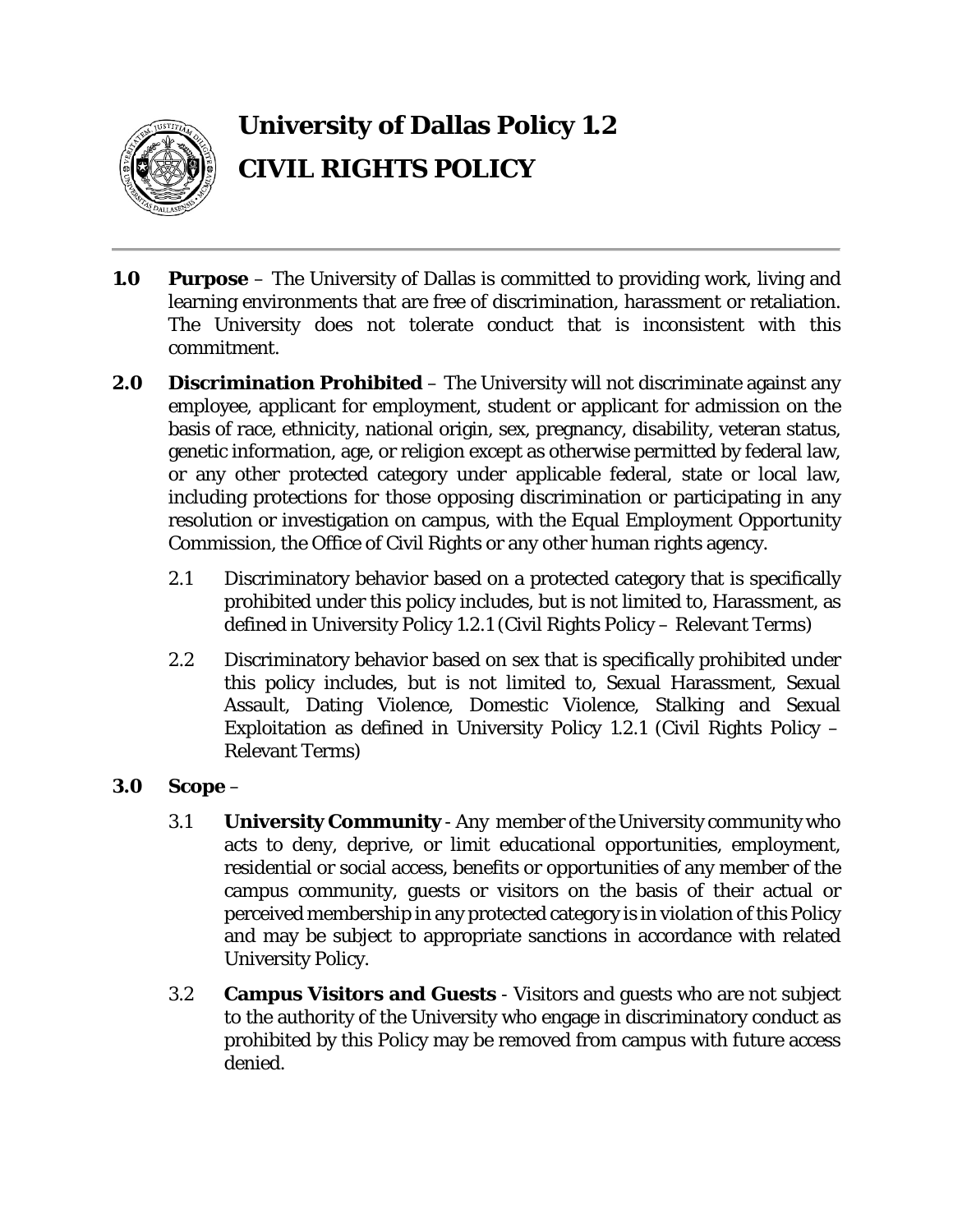# University of Dallas Policy 1.2

# CIVIL RIGHTS POLICY

**1.0 Purpose** – The University of Dallas is committed to providing work, living and learning environments that are free of discrimination, harassment or retaliation. The University does not tolerate conduct that is inconsistent with this commitment.

**2.0 Discrimination Prohibited** – The University will not discriminate against any employee, applicant for employment, student or applicant for admission on the basis of race, ethnicity, national origin, sex, pregnancy, disability, veteran status, genetic information, age, or religion except as otherwise permitted by federal law, or any other protected category under applicable federal, state or local law, including protections for those opposing discrimination or participating in any resolution or investigation on campus, with the Equal Employment Opportunity Commission, the Office of Civil Rights or any other human rights agency.

2.1 Discriminatory behavior based on a protected category that is specifically prohibited under this policy includes, but is not limited to, Harassment, as defined in University Policy 1.2.1 (Civil Rights Policy – Relevant Terms)

2.2 Discriminatory behavior based on sex that is specifically prohibited under this policy includes, but is not limited to, Sexual Harassment, Sexual Assault, Dating Violence, Domestic Violence, Stalking and Sexual Exploitation as defined in University Policy 1.2.1 (Civil Rights Policy – Relevant Terms)

**3.0 Scope** –

3.1 **University Community** - Any member of the University community who acts to deny, deprive, or limit educational opportunities, employment, residential or social access, benefits or opportunities of any member of the campus community, guests or visitors on the basis of their actual or perceived membership in any protected category is in violation of this Policy and may be subject to appropriate sanctions in accordance with related University Policy.

3.2 **Campus Visitors and Guests** - Visitors and guests who are not subject to the authority of the University who engage in discriminatory conduct as prohibited by this Policy may be removed from campus with future access denied.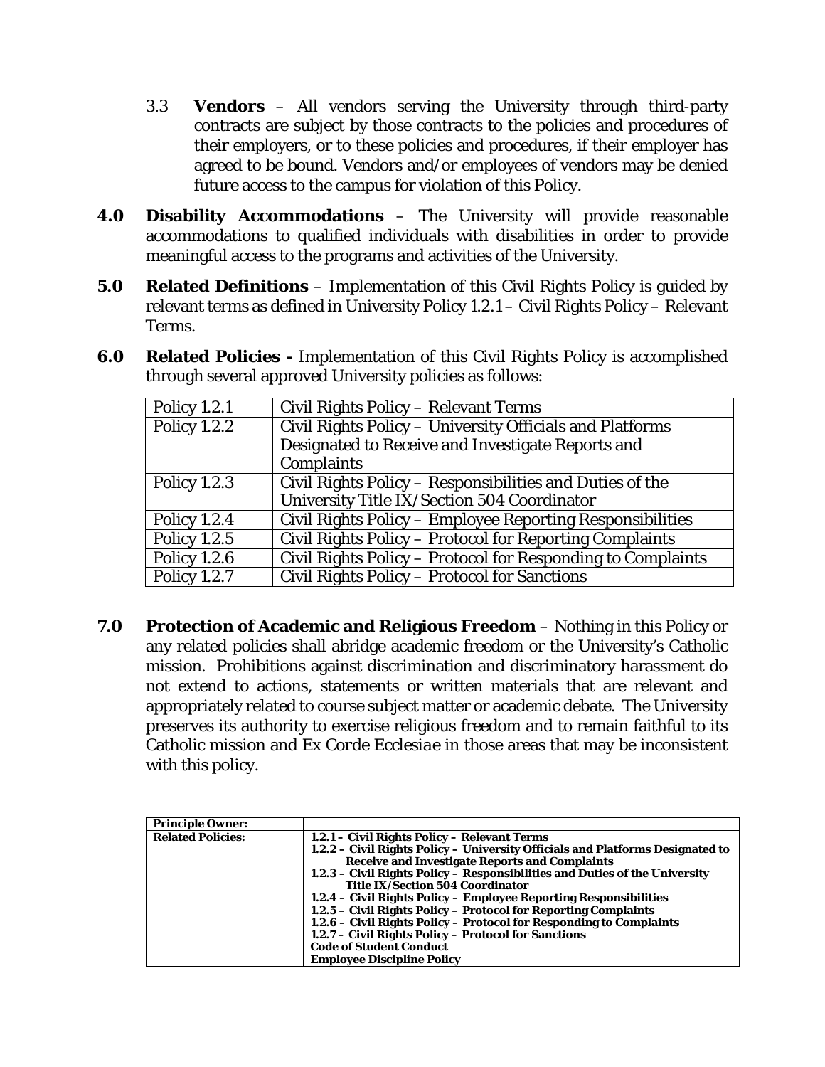3.3 **Vendors** – All vendors serving the University through third-party contracts are subject by those contracts to the policies and procedures of their employers, or to these policies and procedures, if their employer has agreed to be bound. Vendors and/or employees of vendors may be denied future access to the campus for violation of this Policy.

**4.0 Disability Accommodations** – The University will provide reasonable accommodations to qualified individuals with disabilities in order to provide meaningful access to the programs and activities of the University.

**5.0 Related Definitions** – Implementation of this Civil Rights Policy is guided by relevant terms as defined in University Policy 1.2.1 – Civil Rights Policy – Relevant Terms.

**6.0 Related Policies -** Implementation of this Civil Rights Policy is accomplished through several approved University policies as follows:

| Policy | Title |
|---|---|
| Policy 1.2.1 | Civil Rights Policy – Relevant Terms |
| Policy 1.2.2 | Civil Rights Policy – University Officials and Platforms Designated to Receive and Investigate Reports and Complaints |
| Policy 1.2.3 | Civil Rights Policy – Responsibilities and Duties of the University Title IX/Section 504 Coordinator |
| Policy 1.2.4 | Civil Rights Policy – Employee Reporting Responsibilities |
| Policy 1.2.5 | Civil Rights Policy – Protocol for Reporting Complaints |
| Policy 1.2.6 | Civil Rights Policy – Protocol for Responding to Complaints |
| Policy 1.2.7 | Civil Rights Policy – Protocol for Sanctions |

**7.0 Protection of Academic and Religious Freedom** – Nothing in this Policy or any related policies shall abridge academic freedom or the University's Catholic mission. Prohibitions against discrimination and discriminatory harassment do not extend to actions, statements or written materials that are relevant and appropriately related to course subject matter or academic debate. The University preserves its authority to exercise religious freedom and to remain faithful to its Catholic mission and *Ex Corde Ecclesiae* in those areas that may be inconsistent with this policy.

| **Principle Owner:** | |
|---|---|
| **Related Policies:** | **1.2.1 – Civil Rights Policy – Relevant Terms**<br>**1.2.2 – Civil Rights Policy – University Officials and Platforms Designated to Receive and Investigate Reports and Complaints**<br>**1.2.3 – Civil Rights Policy – Responsibilities and Duties of the University Title IX/Section 504 Coordinator**<br>**1.2.4 – Civil Rights Policy – Employee Reporting Responsibilities**<br>**1.2.5 – Civil Rights Policy – Protocol for Reporting Complaints**<br>**1.2.6 – Civil Rights Policy – Protocol for Responding to Complaints**<br>**1.2.7 – Civil Rights Policy – Protocol for Sanctions**<br>**Code of Student Conduct**<br>**Employee Discipline Policy** |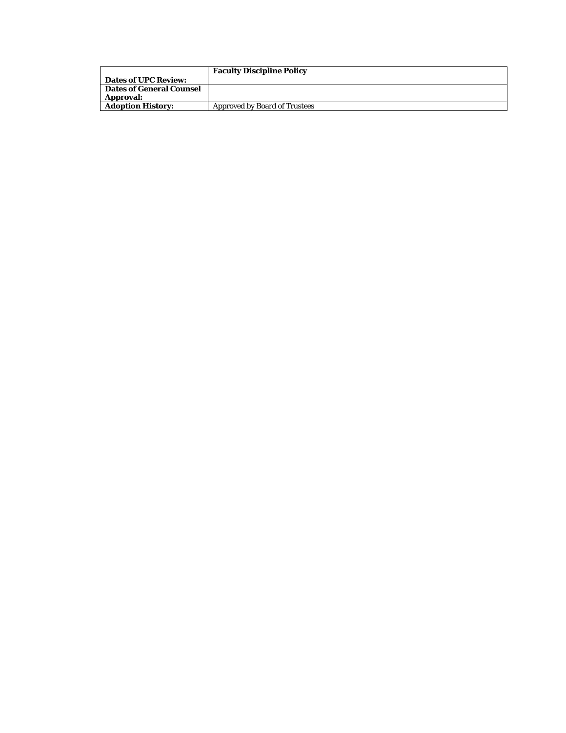| | **Faculty Discipline Policy** |
|---|---|
| **Dates of UPC Review:** | |
| **Dates of General Counsel Approval:** | |
| **Adoption History:** | Approved by Board of Trustees |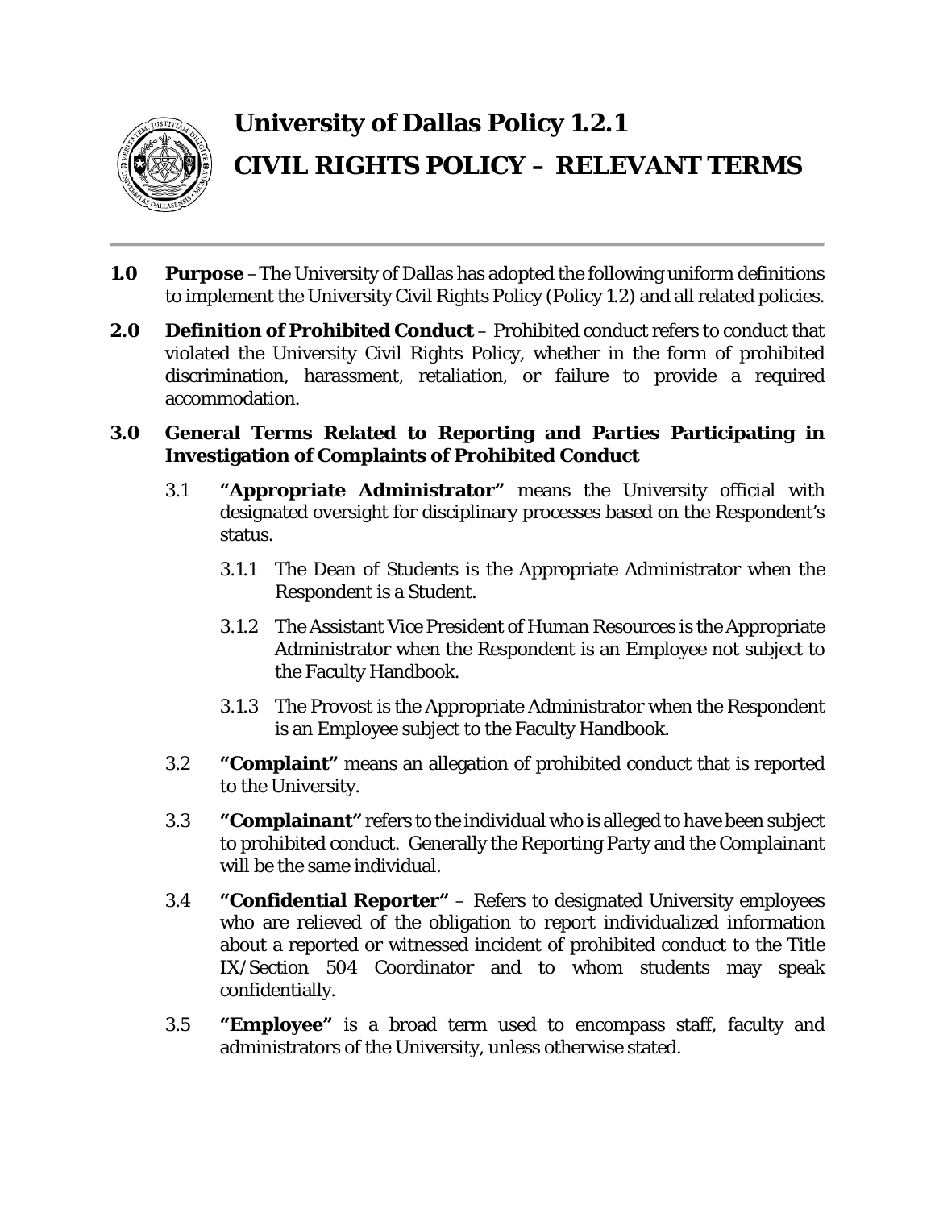# University of Dallas Policy 1.2.1

# CIVIL RIGHTS POLICY – RELEVANT TERMS

**1.0 Purpose** – The University of Dallas has adopted the following uniform definitions to implement the University Civil Rights Policy (Policy 1.2) and all related policies.

**2.0 Definition of Prohibited Conduct** – Prohibited conduct refers to conduct that violated the University Civil Rights Policy, whether in the form of prohibited discrimination, harassment, retaliation, or failure to provide a required accommodation.

**3.0 General Terms Related to Reporting and Parties Participating in Investigation of Complaints of Prohibited Conduct**

3.1 **"Appropriate Administrator"** means the University official with designated oversight for disciplinary processes based on the Respondent's status.

3.1.1 The Dean of Students is the Appropriate Administrator when the Respondent is a Student.

3.1.2 The Assistant Vice President of Human Resources is the Appropriate Administrator when the Respondent is an Employee not subject to the Faculty Handbook.

3.1.3 The Provost is the Appropriate Administrator when the Respondent is an Employee subject to the Faculty Handbook.

3.2 **"Complaint"** means an allegation of prohibited conduct that is reported to the University.

3.3 **"Complainant"** refers to the individual who is alleged to have been subject to prohibited conduct. Generally the Reporting Party and the Complainant will be the same individual.

3.4 **"Confidential Reporter"** – Refers to designated University employees who are relieved of the obligation to report individualized information about a reported or witnessed incident of prohibited conduct to the Title IX/Section 504 Coordinator and to whom students may speak confidentially.

3.5 **"Employee"** is a broad term used to encompass staff, faculty and administrators of the University, unless otherwise stated.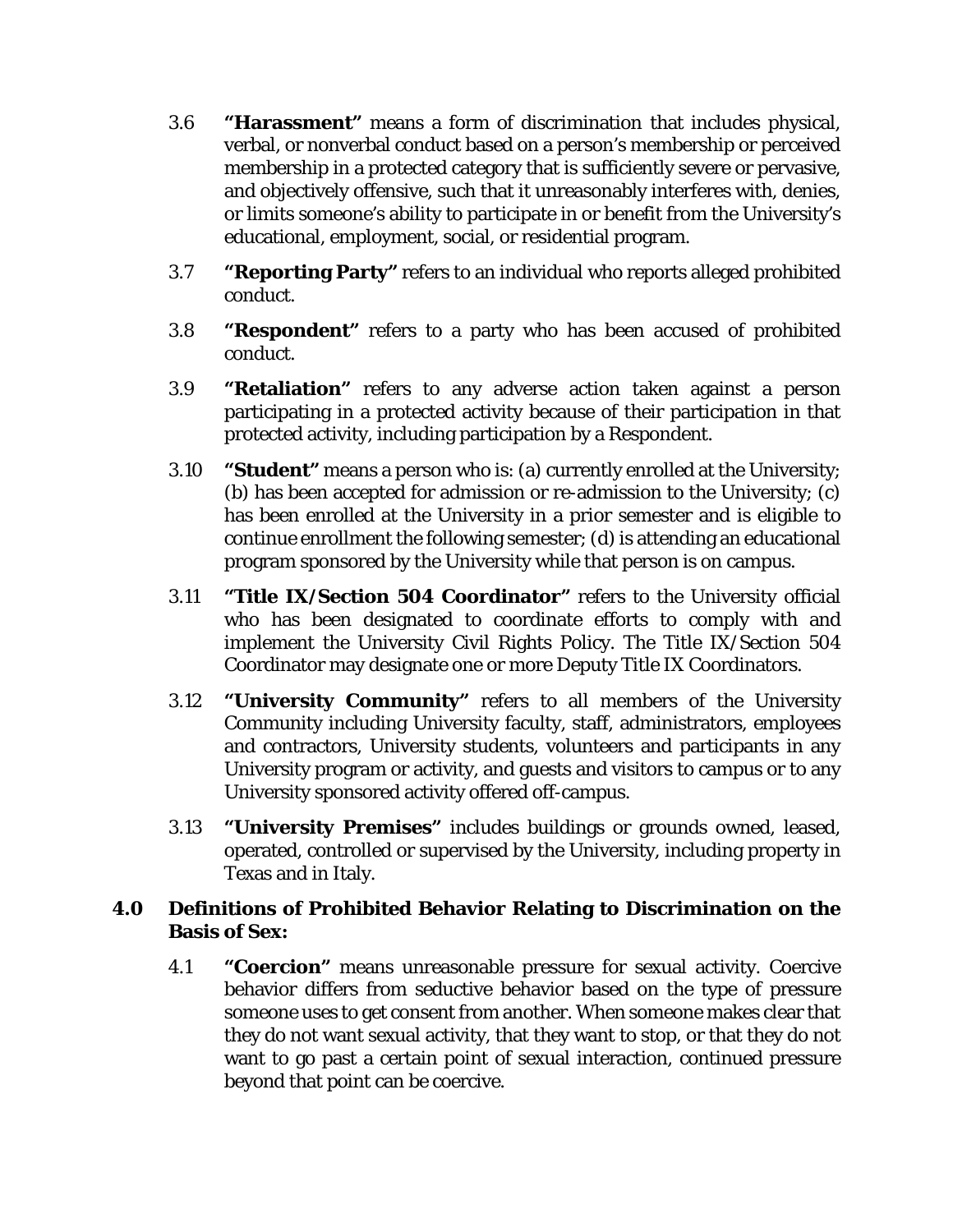3.6 **"Harassment"** means a form of discrimination that includes physical, verbal, or nonverbal conduct based on a person's membership or perceived membership in a protected category that is sufficiently severe or pervasive, and objectively offensive, such that it unreasonably interferes with, denies, or limits someone's ability to participate in or benefit from the University's educational, employment, social, or residential program.

3.7 **"Reporting Party"** refers to an individual who reports alleged prohibited conduct.

3.8 **"Respondent"** refers to a party who has been accused of prohibited conduct.

3.9 **"Retaliation"** refers to any adverse action taken against a person participating in a protected activity because of their participation in that protected activity, including participation by a Respondent.

3.10 **"Student"** means a person who is: (a) currently enrolled at the University; (b) has been accepted for admission or re-admission to the University; (c) has been enrolled at the University in a prior semester and is eligible to continue enrollment the following semester; (d) is attending an educational program sponsored by the University while that person is on campus.

3.11 **"Title IX/Section 504 Coordinator"** refers to the University official who has been designated to coordinate efforts to comply with and implement the University Civil Rights Policy. The Title IX/Section 504 Coordinator may designate one or more Deputy Title IX Coordinators.

3.12 **"University Community"** refers to all members of the University Community including University faculty, staff, administrators, employees and contractors, University students, volunteers and participants in any University program or activity, and guests and visitors to campus or to any University sponsored activity offered off-campus.

3.13 **"University Premises"** includes buildings or grounds owned, leased, operated, controlled or supervised by the University, including property in Texas and in Italy.

## 4.0 Definitions of Prohibited Behavior Relating to Discrimination on the Basis of Sex:

4.1 **"Coercion"** means unreasonable pressure for sexual activity. Coercive behavior differs from seductive behavior based on the type of pressure someone uses to get consent from another. When someone makes clear that they do not want sexual activity, that they want to stop, or that they do not want to go past a certain point of sexual interaction, continued pressure beyond that point can be coercive.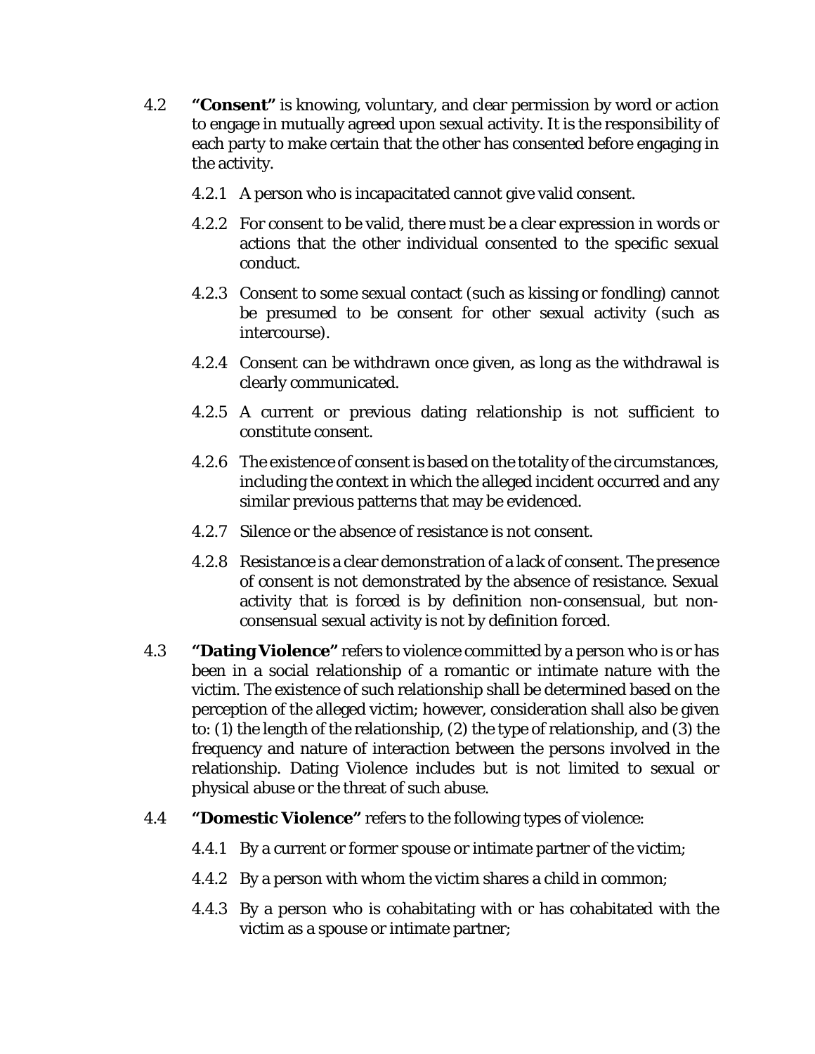4.2 **"Consent"** is knowing, voluntary, and clear permission by word or action to engage in mutually agreed upon sexual activity. It is the responsibility of each party to make certain that the other has consented before engaging in the activity.

4.2.1 A person who is incapacitated cannot give valid consent.

4.2.2 For consent to be valid, there must be a clear expression in words or actions that the other individual consented to the specific sexual conduct.

4.2.3 Consent to some sexual contact (such as kissing or fondling) cannot be presumed to be consent for other sexual activity (such as intercourse).

4.2.4 Consent can be withdrawn once given, as long as the withdrawal is clearly communicated.

4.2.5 A current or previous dating relationship is not sufficient to constitute consent.

4.2.6 The existence of consent is based on the totality of the circumstances, including the context in which the alleged incident occurred and any similar previous patterns that may be evidenced.

4.2.7 Silence or the absence of resistance is not consent.

4.2.8 Resistance is a clear demonstration of a lack of consent. The presence of consent is not demonstrated by the absence of resistance. Sexual activity that is forced is by definition non-consensual, but non-consensual sexual activity is not by definition forced.

4.3 **"Dating Violence"** refers to violence committed by a person who is or has been in a social relationship of a romantic or intimate nature with the victim. The existence of such relationship shall be determined based on the perception of the alleged victim; however, consideration shall also be given to: (1) the length of the relationship, (2) the type of relationship, and (3) the frequency and nature of interaction between the persons involved in the relationship. Dating Violence includes but is not limited to sexual or physical abuse or the threat of such abuse.

4.4 **"Domestic Violence"** refers to the following types of violence:

4.4.1 By a current or former spouse or intimate partner of the victim;

4.4.2 By a person with whom the victim shares a child in common;

4.4.3 By a person who is cohabitating with or has cohabitated with the victim as a spouse or intimate partner;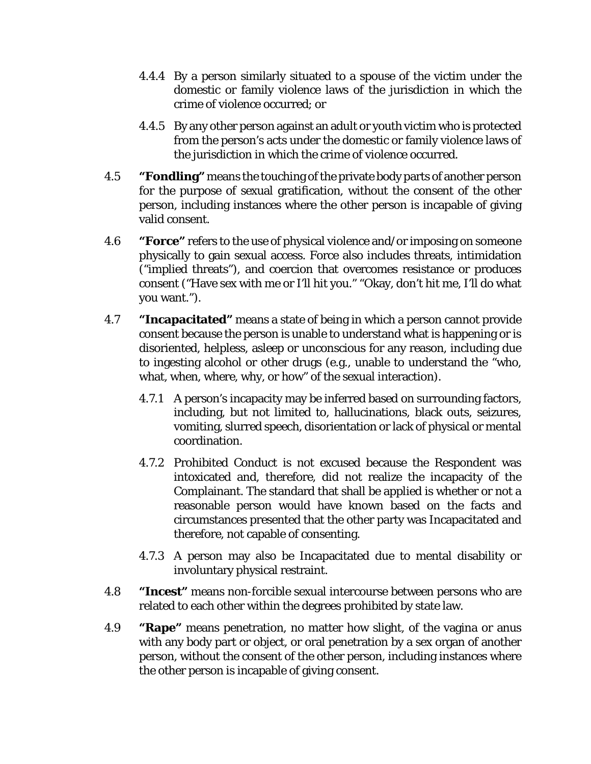4.4.4 By a person similarly situated to a spouse of the victim under the domestic or family violence laws of the jurisdiction in which the crime of violence occurred; or

4.4.5 By any other person against an adult or youth victim who is protected from the person's acts under the domestic or family violence laws of the jurisdiction in which the crime of violence occurred.

4.5 **"Fondling"** means the touching of the private body parts of another person for the purpose of sexual gratification, without the consent of the other person, including instances where the other person is incapable of giving valid consent.

4.6 **"Force"** refers to the use of physical violence and/or imposing on someone physically to gain sexual access. Force also includes threats, intimidation ("implied threats"), and coercion that overcomes resistance or produces consent ("Have sex with me or I'll hit you." "Okay, don't hit me, I'll do what you want.").

4.7 **"Incapacitated"** means a state of being in which a person cannot provide consent because the person is unable to understand what is happening or is disoriented, helpless, asleep or unconscious for any reason, including due to ingesting alcohol or other drugs (e.g., unable to understand the "who, what, when, where, why, or how" of the sexual interaction).

4.7.1 A person's incapacity may be inferred based on surrounding factors, including, but not limited to, hallucinations, black outs, seizures, vomiting, slurred speech, disorientation or lack of physical or mental coordination.

4.7.2 Prohibited Conduct is not excused because the Respondent was intoxicated and, therefore, did not realize the incapacity of the Complainant. The standard that shall be applied is whether or not a reasonable person would have known based on the facts and circumstances presented that the other party was Incapacitated and therefore, not capable of consenting.

4.7.3 A person may also be Incapacitated due to mental disability or involuntary physical restraint.

4.8 **"Incest"** means non-forcible sexual intercourse between persons who are related to each other within the degrees prohibited by state law.

4.9 **"Rape"** means penetration, no matter how slight, of the vagina or anus with any body part or object, or oral penetration by a sex organ of another person, without the consent of the other person, including instances where the other person is incapable of giving consent.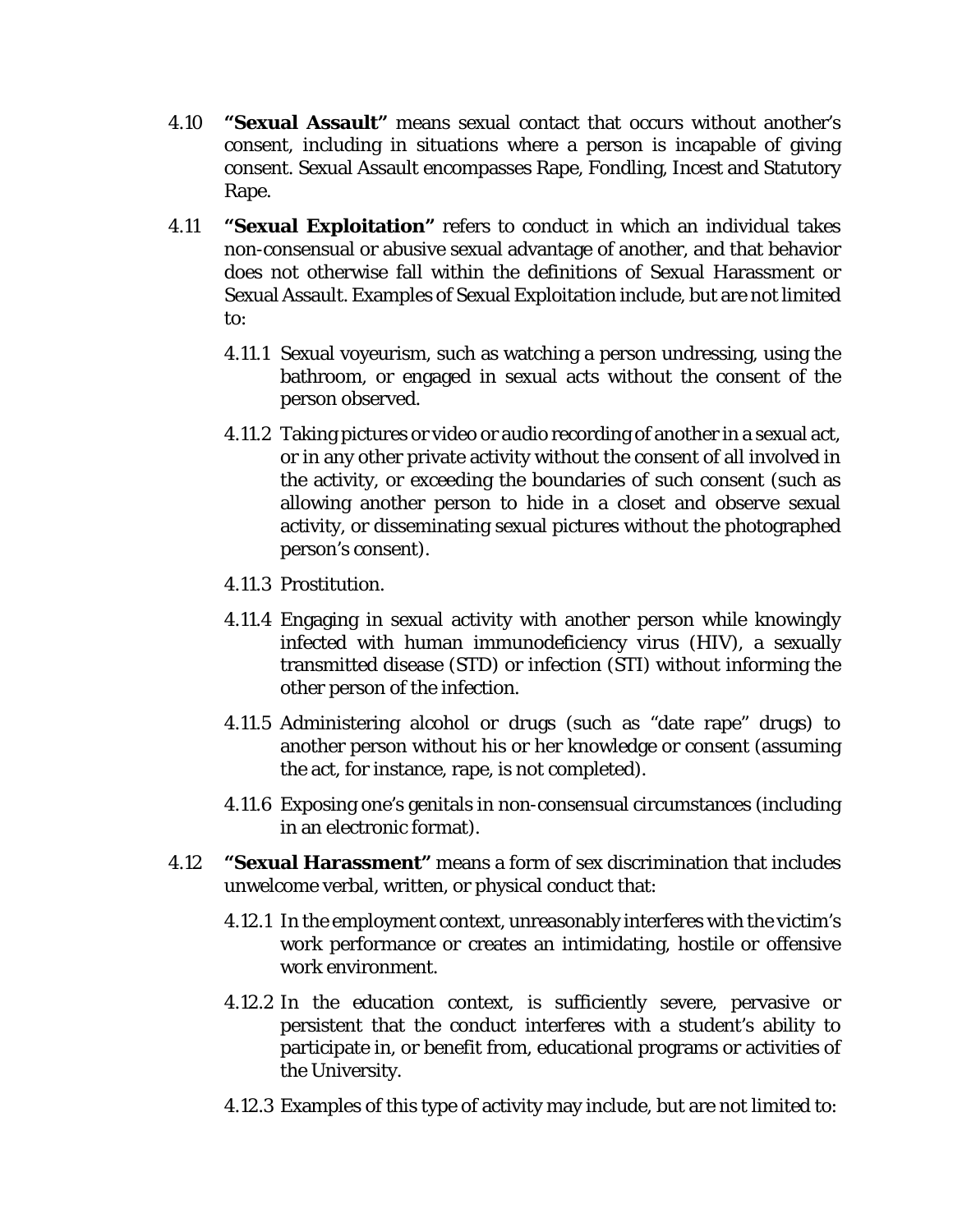4.10 **"Sexual Assault"** means sexual contact that occurs without another's consent, including in situations where a person is incapable of giving consent. Sexual Assault encompasses Rape, Fondling, Incest and Statutory Rape.

4.11 **"Sexual Exploitation"** refers to conduct in which an individual takes non-consensual or abusive sexual advantage of another, and that behavior does not otherwise fall within the definitions of Sexual Harassment or Sexual Assault. Examples of Sexual Exploitation include, but are not limited to:

4.11.1 Sexual voyeurism, such as watching a person undressing, using the bathroom, or engaged in sexual acts without the consent of the person observed.

4.11.2 Taking pictures or video or audio recording of another in a sexual act, or in any other private activity without the consent of all involved in the activity, or exceeding the boundaries of such consent (such as allowing another person to hide in a closet and observe sexual activity, or disseminating sexual pictures without the photographed person's consent).

4.11.3 Prostitution.

4.11.4 Engaging in sexual activity with another person while knowingly infected with human immunodeficiency virus (HIV), a sexually transmitted disease (STD) or infection (STI) without informing the other person of the infection.

4.11.5 Administering alcohol or drugs (such as "date rape" drugs) to another person without his or her knowledge or consent (assuming the act, for instance, rape, is not completed).

4.11.6 Exposing one's genitals in non-consensual circumstances (including in an electronic format).

4.12 **"Sexual Harassment"** means a form of sex discrimination that includes unwelcome verbal, written, or physical conduct that:

4.12.1 In the employment context, unreasonably interferes with the victim's work performance or creates an intimidating, hostile or offensive work environment.

4.12.2 In the education context, is sufficiently severe, pervasive or persistent that the conduct interferes with a student's ability to participate in, or benefit from, educational programs or activities of the University.

4.12.3 Examples of this type of activity may include, but are not limited to: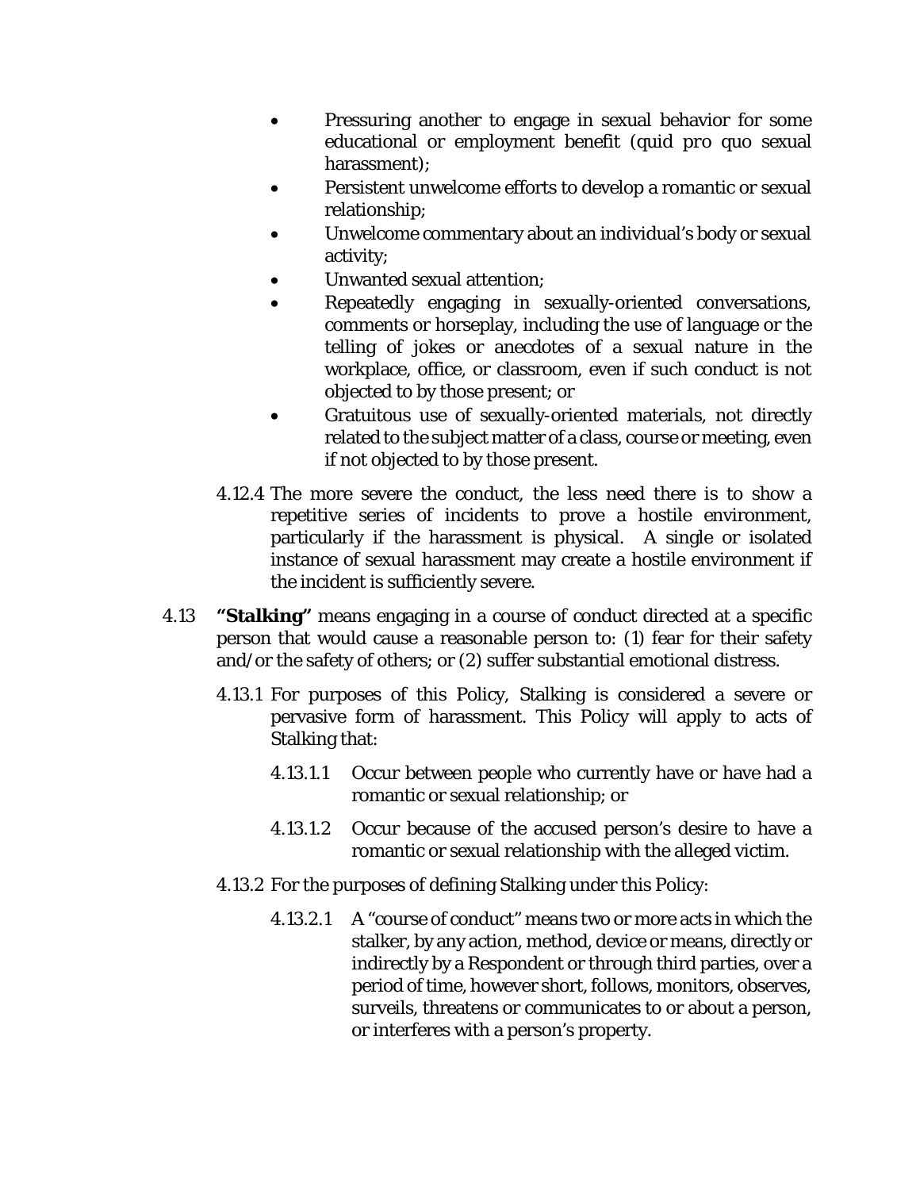- Pressuring another to engage in sexual behavior for some educational or employment benefit (quid pro quo sexual harassment);
- Persistent unwelcome efforts to develop a romantic or sexual relationship;
- Unwelcome commentary about an individual's body or sexual activity;
- Unwanted sexual attention;
- Repeatedly engaging in sexually-oriented conversations, comments or horseplay, including the use of language or the telling of jokes or anecdotes of a sexual nature in the workplace, office, or classroom, even if such conduct is not objected to by those present; or
- Gratuitous use of sexually-oriented materials, not directly related to the subject matter of a class, course or meeting, even if not objected to by those present.

4.12.4 The more severe the conduct, the less need there is to show a repetitive series of incidents to prove a hostile environment, particularly if the harassment is physical. A single or isolated instance of sexual harassment may create a hostile environment if the incident is sufficiently severe.

4.13 **"Stalking"** means engaging in a course of conduct directed at a specific person that would cause a reasonable person to: (1) fear for their safety and/or the safety of others; or (2) suffer substantial emotional distress.

4.13.1 For purposes of this Policy, Stalking is considered a severe or pervasive form of harassment. This Policy will apply to acts of Stalking that:

4.13.1.1 Occur between people who currently have or have had a romantic or sexual relationship; or

4.13.1.2 Occur because of the accused person's desire to have a romantic or sexual relationship with the alleged victim.

4.13.2 For the purposes of defining Stalking under this Policy:

4.13.2.1 A "course of conduct" means two or more acts in which the stalker, by any action, method, device or means, directly or indirectly by a Respondent or through third parties, over a period of time, however short, follows, monitors, observes, surveils, threatens or communicates to or about a person, or interferes with a person's property.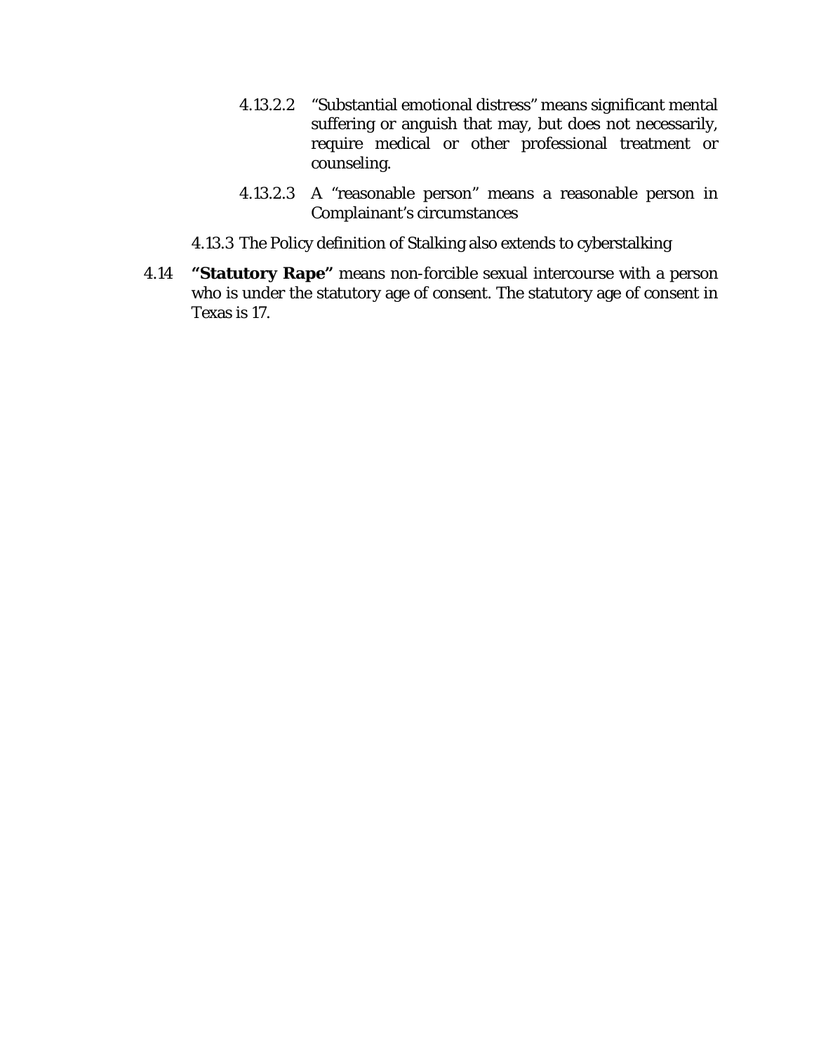4.13.2.2 "Substantial emotional distress" means significant mental suffering or anguish that may, but does not necessarily, require medical or other professional treatment or counseling.

4.13.2.3 A "reasonable person" means a reasonable person in Complainant's circumstances

4.13.3 The Policy definition of Stalking also extends to cyberstalking

4.14 **"Statutory Rape"** means non-forcible sexual intercourse with a person who is under the statutory age of consent. The statutory age of consent in Texas is 17.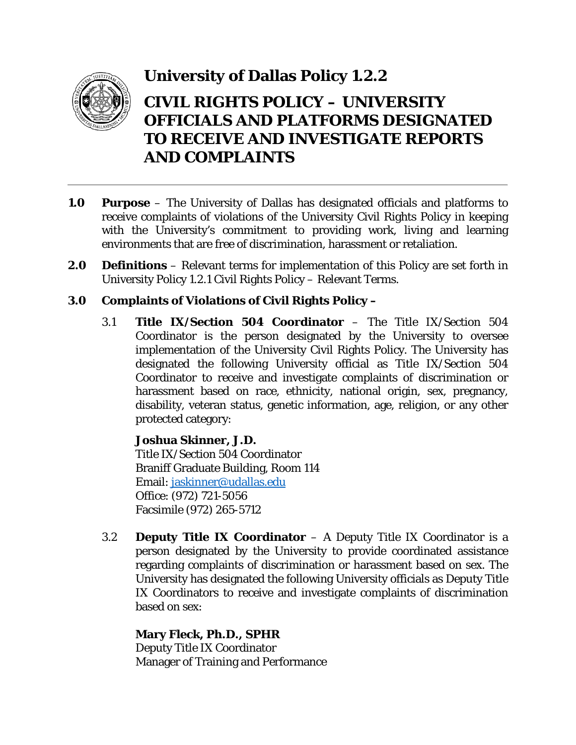# University of Dallas Policy 1.2.2

## CIVIL RIGHTS POLICY – UNIVERSITY OFFICIALS AND PLATFORMS DESIGNATED TO RECEIVE AND INVESTIGATE REPORTS AND COMPLAINTS

**1.0 Purpose** – The University of Dallas has designated officials and platforms to receive complaints of violations of the University Civil Rights Policy in keeping with the University's commitment to providing work, living and learning environments that are free of discrimination, harassment or retaliation.

**2.0 Definitions** – Relevant terms for implementation of this Policy are set forth in University Policy 1.2.1 Civil Rights Policy – Relevant Terms.

**3.0 Complaints of Violations of Civil Rights Policy –**

3.1 **Title IX/Section 504 Coordinator** – The Title IX/Section 504 Coordinator is the person designated by the University to oversee implementation of the University Civil Rights Policy. The University has designated the following University official as Title IX/Section 504 Coordinator to receive and investigate complaints of discrimination or harassment based on race, ethnicity, national origin, sex, pregnancy, disability, veteran status, genetic information, age, religion, or any other protected category:

**Joshua Skinner, J.D.**
Title IX/Section 504 Coordinator
Braniff Graduate Building, Room 114
Email: jaskinner@udallas.edu
Office: (972) 721-5056
Facsimile (972) 265-5712

3.2 **Deputy Title IX Coordinator** – A Deputy Title IX Coordinator is a person designated by the University to provide coordinated assistance regarding complaints of discrimination or harassment based on sex. The University has designated the following University officials as Deputy Title IX Coordinators to receive and investigate complaints of discrimination based on sex:

**Mary Fleck, Ph.D., SPHR**
Deputy Title IX Coordinator
Manager of Training and Performance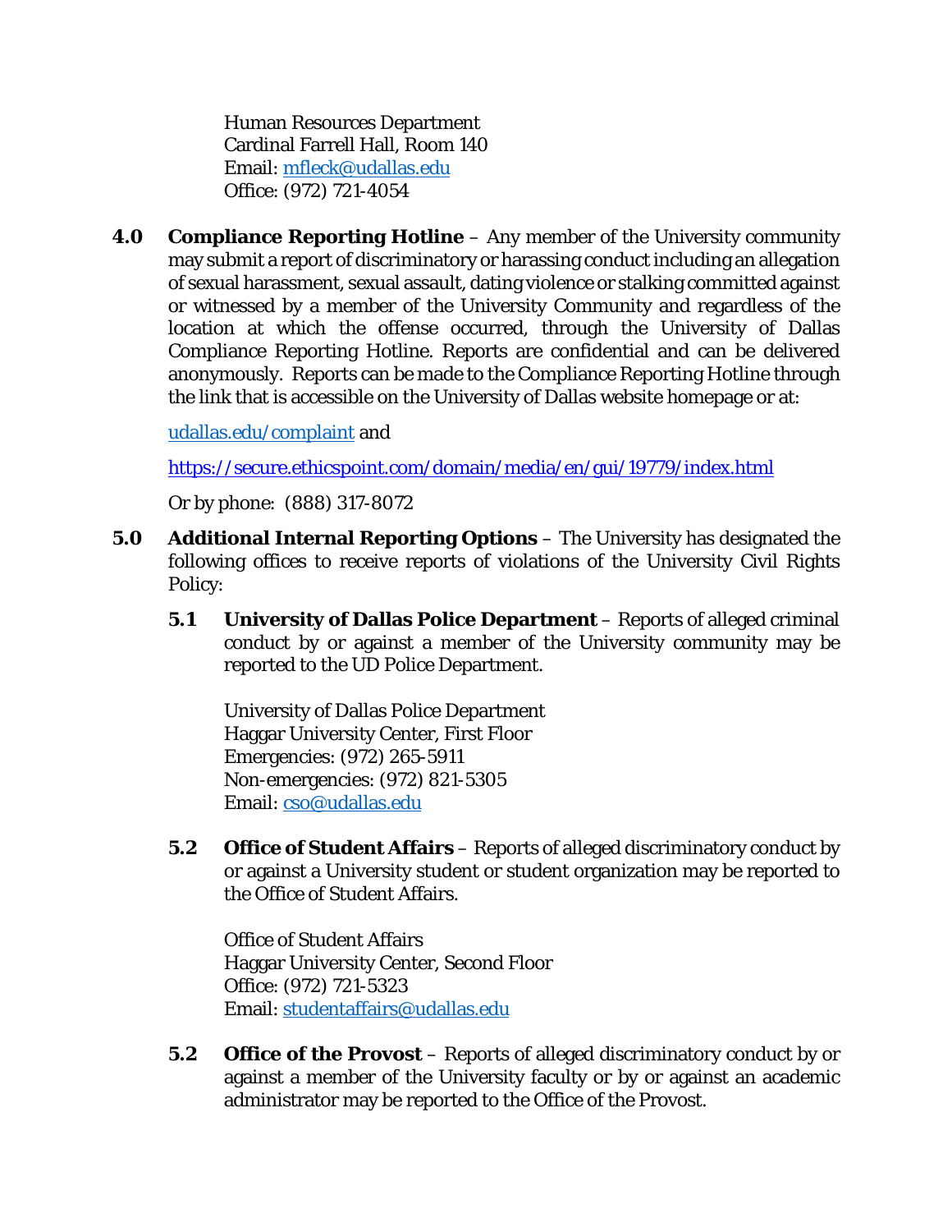Human Resources Department
Cardinal Farrell Hall, Room 140
Email: mfleck@udallas.edu
Office: (972) 721-4054

**4.0 Compliance Reporting Hotline** – Any member of the University community may submit a report of discriminatory or harassing conduct including an allegation of sexual harassment, sexual assault, dating violence or stalking committed against or witnessed by a member of the University Community and regardless of the location at which the offense occurred, through the University of Dallas Compliance Reporting Hotline. Reports are confidential and can be delivered anonymously. Reports can be made to the Compliance Reporting Hotline through the link that is accessible on the University of Dallas website homepage or at:

udallas.edu/complaint and

https://secure.ethicspoint.com/domain/media/en/gui/19779/index.html

Or by phone: (888) 317-8072

**5.0 Additional Internal Reporting Options** – The University has designated the following offices to receive reports of violations of the University Civil Rights Policy:

**5.1 University of Dallas Police Department** – Reports of alleged criminal conduct by or against a member of the University community may be reported to the UD Police Department.

University of Dallas Police Department
Haggar University Center, First Floor
Emergencies: (972) 265-5911
Non-emergencies: (972) 821-5305
Email: cso@udallas.edu

**5.2 Office of Student Affairs** – Reports of alleged discriminatory conduct by or against a University student or student organization may be reported to the Office of Student Affairs.

Office of Student Affairs
Haggar University Center, Second Floor
Office: (972) 721-5323
Email: studentaffairs@udallas.edu

**5.2 Office of the Provost** – Reports of alleged discriminatory conduct by or against a member of the University faculty or by or against an academic administrator may be reported to the Office of the Provost.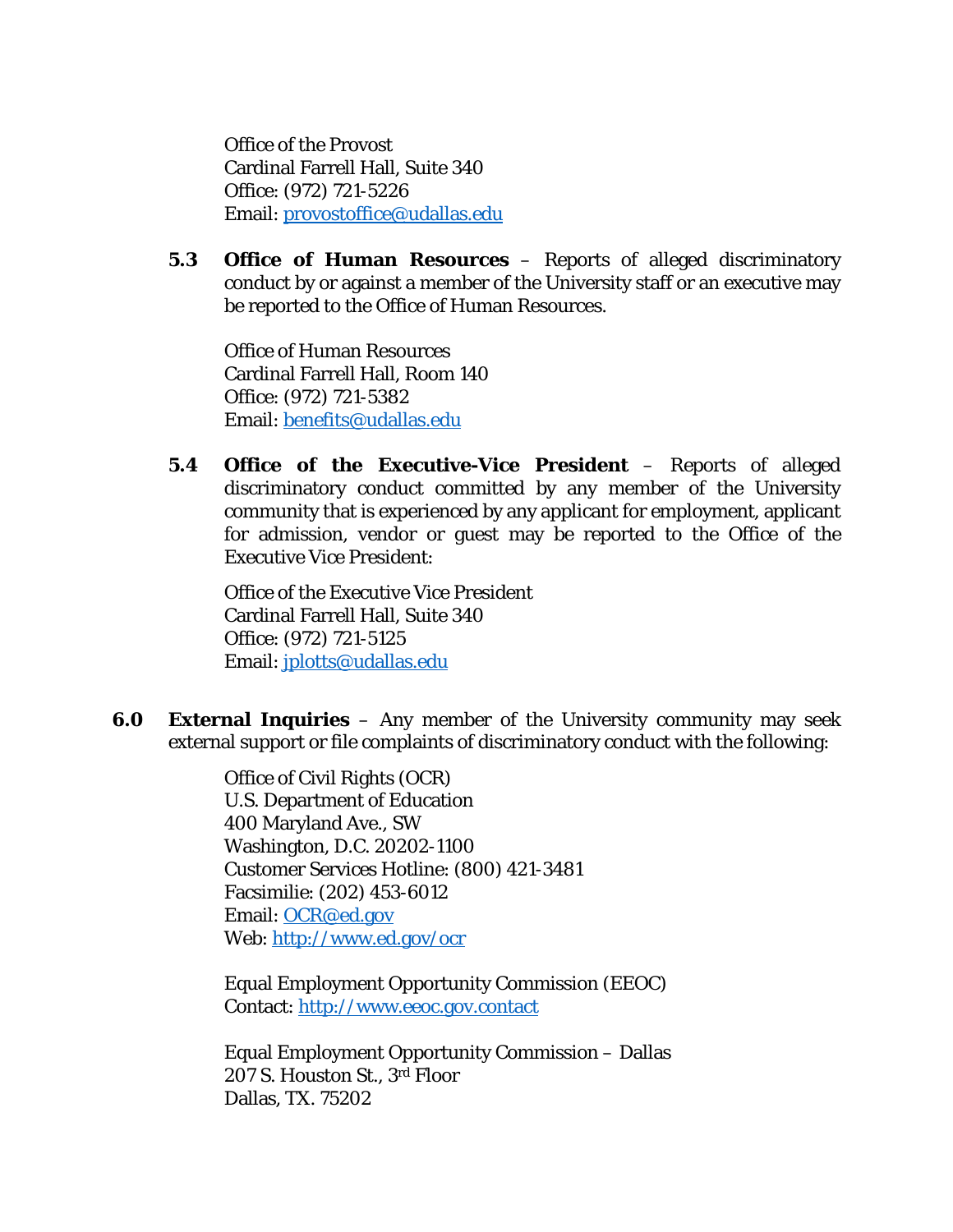Office of the Provost
Cardinal Farrell Hall, Suite 340
Office: (972) 721-5226
Email: provostoffice@udallas.edu

**5.3 Office of Human Resources** – Reports of alleged discriminatory conduct by or against a member of the University staff or an executive may be reported to the Office of Human Resources.

Office of Human Resources
Cardinal Farrell Hall, Room 140
Office: (972) 721-5382
Email: benefits@udallas.edu

**5.4 Office of the Executive-Vice President** – Reports of alleged discriminatory conduct committed by any member of the University community that is experienced by any applicant for employment, applicant for admission, vendor or guest may be reported to the Office of the Executive Vice President:

Office of the Executive Vice President
Cardinal Farrell Hall, Suite 340
Office: (972) 721-5125
Email: jplotts@udallas.edu

**6.0 External Inquiries** – Any member of the University community may seek external support or file complaints of discriminatory conduct with the following:

Office of Civil Rights (OCR)
U.S. Department of Education
400 Maryland Ave., SW
Washington, D.C. 20202-1100
Customer Services Hotline: (800) 421-3481
Facsimilie: (202) 453-6012
Email: OCR@ed.gov
Web: http://www.ed.gov/ocr

Equal Employment Opportunity Commission (EEOC)
Contact: http://www.eeoc.gov.contact

Equal Employment Opportunity Commission – Dallas
207 S. Houston St., 3rd Floor
Dallas, TX. 75202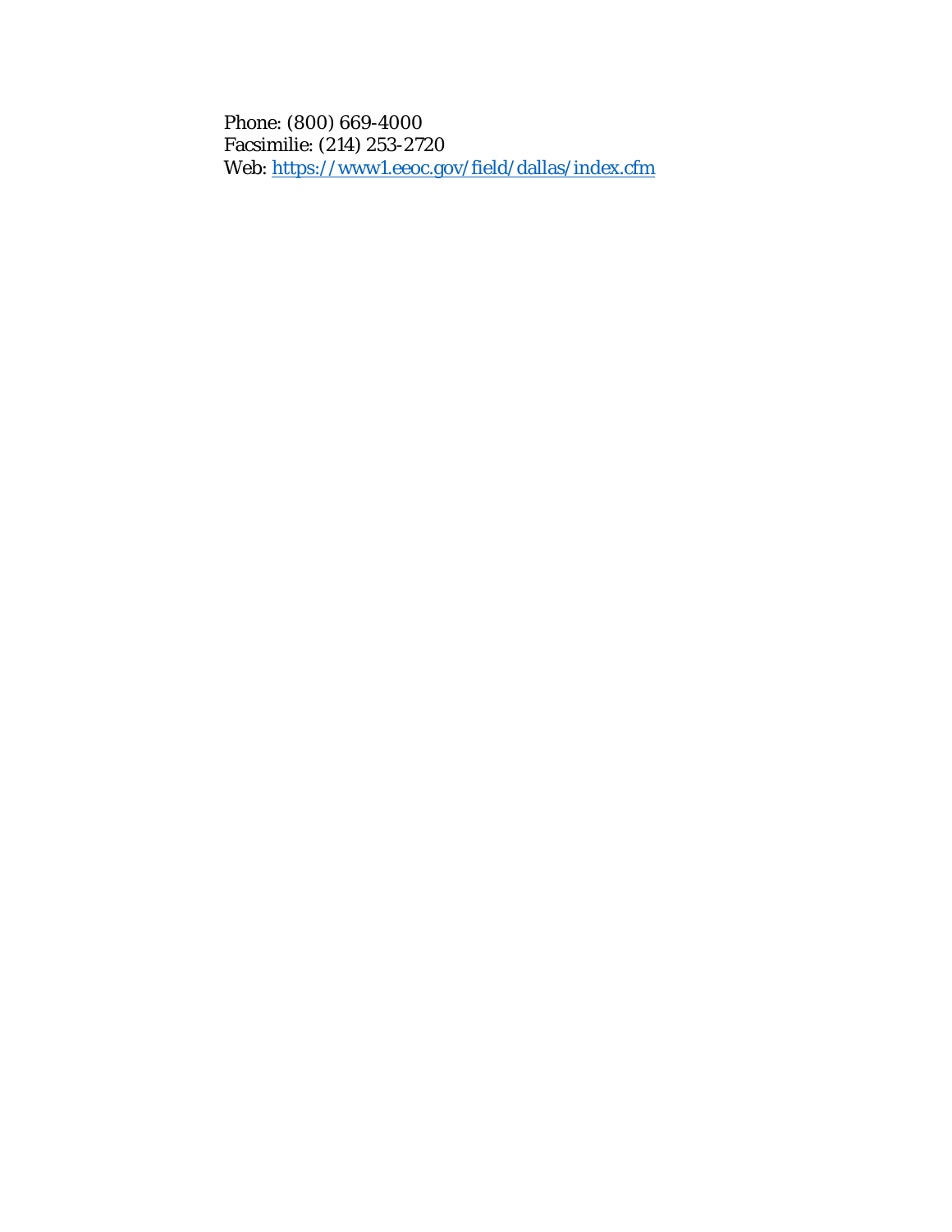Phone: (800) 669-4000
Facsimilie: (214) 253-2720
Web: [https://www1.eeoc.gov/field/dallas/index.cfm](https://www1.eeoc.gov/field/dallas/index.cfm)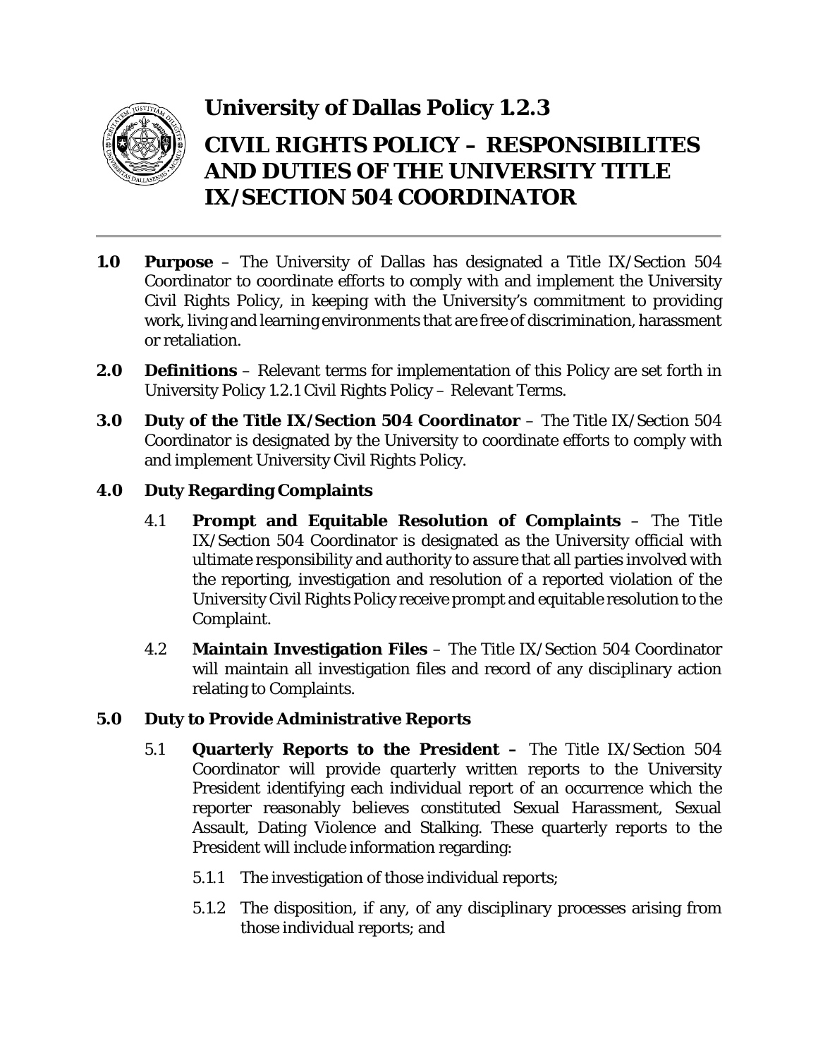# University of Dallas Policy 1.2.3

# CIVIL RIGHTS POLICY – RESPONSIBILITES AND DUTIES OF THE UNIVERSITY TITLE IX/SECTION 504 COORDINATOR

**1.0 Purpose** – The University of Dallas has designated a Title IX/Section 504 Coordinator to coordinate efforts to comply with and implement the University Civil Rights Policy, in keeping with the University's commitment to providing work, living and learning environments that are free of discrimination, harassment or retaliation.

**2.0 Definitions** – Relevant terms for implementation of this Policy are set forth in University Policy 1.2.1 Civil Rights Policy – Relevant Terms.

**3.0 Duty of the Title IX/Section 504 Coordinator** – The Title IX/Section 504 Coordinator is designated by the University to coordinate efforts to comply with and implement University Civil Rights Policy.

**4.0 Duty Regarding Complaints**

4.1 **Prompt and Equitable Resolution of Complaints** – The Title IX/Section 504 Coordinator is designated as the University official with ultimate responsibility and authority to assure that all parties involved with the reporting, investigation and resolution of a reported violation of the University Civil Rights Policy receive prompt and equitable resolution to the Complaint.

4.2 **Maintain Investigation Files** – The Title IX/Section 504 Coordinator will maintain all investigation files and record of any disciplinary action relating to Complaints.

**5.0 Duty to Provide Administrative Reports**

5.1 **Quarterly Reports to the President –** The Title IX/Section 504 Coordinator will provide quarterly written reports to the University President identifying each individual report of an occurrence which the reporter reasonably believes constituted Sexual Harassment, Sexual Assault, Dating Violence and Stalking. These quarterly reports to the President will include information regarding:

5.1.1 The investigation of those individual reports;

5.1.2 The disposition, if any, of any disciplinary processes arising from those individual reports; and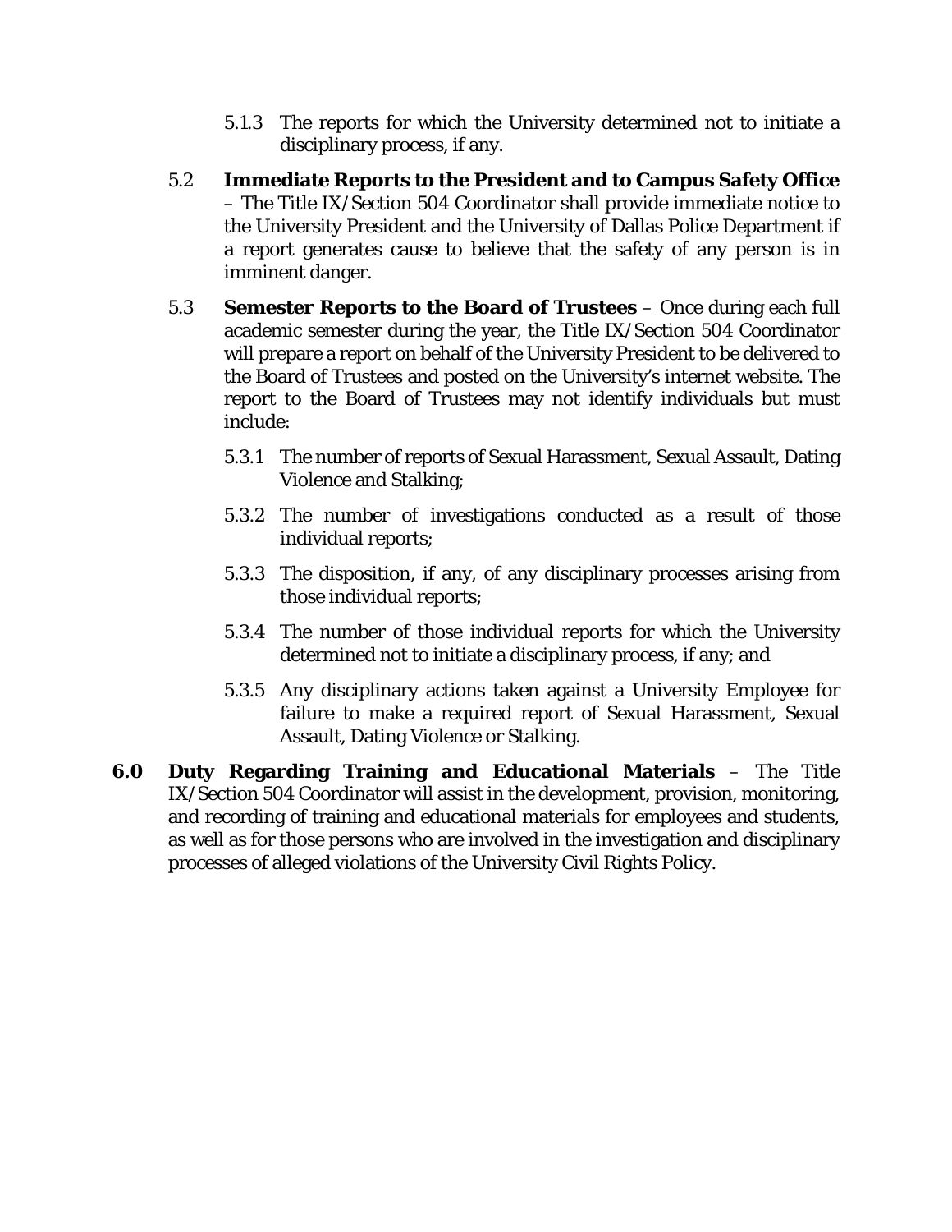5.1.3 The reports for which the University determined not to initiate a disciplinary process, if any.

5.2 **Immediate Reports to the President and to Campus Safety Office** – The Title IX/Section 504 Coordinator shall provide immediate notice to the University President and the University of Dallas Police Department if a report generates cause to believe that the safety of any person is in imminent danger.

5.3 **Semester Reports to the Board of Trustees** – Once during each full academic semester during the year, the Title IX/Section 504 Coordinator will prepare a report on behalf of the University President to be delivered to the Board of Trustees and posted on the University's internet website. The report to the Board of Trustees may not identify individuals but must include:

5.3.1 The number of reports of Sexual Harassment, Sexual Assault, Dating Violence and Stalking;

5.3.2 The number of investigations conducted as a result of those individual reports;

5.3.3 The disposition, if any, of any disciplinary processes arising from those individual reports;

5.3.4 The number of those individual reports for which the University determined not to initiate a disciplinary process, if any; and

5.3.5 Any disciplinary actions taken against a University Employee for failure to make a required report of Sexual Harassment, Sexual Assault, Dating Violence or Stalking.

**6.0 Duty Regarding Training and Educational Materials** – The Title IX/Section 504 Coordinator will assist in the development, provision, monitoring, and recording of training and educational materials for employees and students, as well as for those persons who are involved in the investigation and disciplinary processes of alleged violations of the University Civil Rights Policy.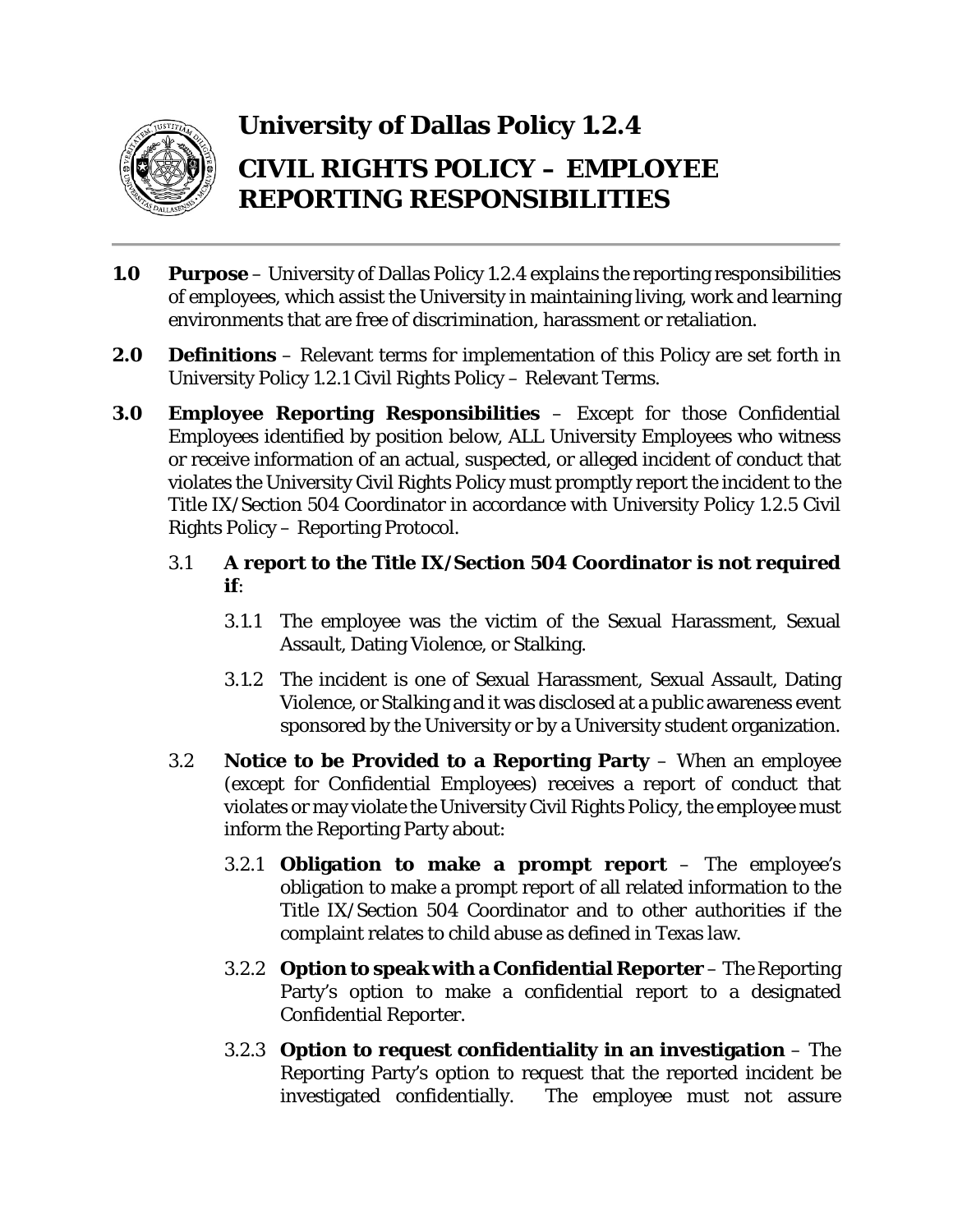# University of Dallas Policy 1.2.4

# CIVIL RIGHTS POLICY – EMPLOYEE REPORTING RESPONSIBILITIES

**1.0 Purpose** – University of Dallas Policy 1.2.4 explains the reporting responsibilities of employees, which assist the University in maintaining living, work and learning environments that are free of discrimination, harassment or retaliation.

**2.0 Definitions** – Relevant terms for implementation of this Policy are set forth in University Policy 1.2.1 Civil Rights Policy – Relevant Terms.

**3.0 Employee Reporting Responsibilities** – Except for those Confidential Employees identified by position below, ALL University Employees who witness or receive information of an actual, suspected, or alleged incident of conduct that violates the University Civil Rights Policy must promptly report the incident to the Title IX/Section 504 Coordinator in accordance with University Policy 1.2.5 Civil Rights Policy – Reporting Protocol.

3.1 **A report to the Title IX/Section 504 Coordinator is not required if**:

3.1.1 The employee was the victim of the Sexual Harassment, Sexual Assault, Dating Violence, or Stalking.

3.1.2 The incident is one of Sexual Harassment, Sexual Assault, Dating Violence, or Stalking and it was disclosed at a public awareness event sponsored by the University or by a University student organization.

3.2 **Notice to be Provided to a Reporting Party** – When an employee (except for Confidential Employees) receives a report of conduct that violates or may violate the University Civil Rights Policy, the employee must inform the Reporting Party about:

3.2.1 **Obligation to make a prompt report** – The employee's obligation to make a prompt report of all related information to the Title IX/Section 504 Coordinator and to other authorities if the complaint relates to child abuse as defined in Texas law.

3.2.2 **Option to speak with a Confidential Reporter** – The Reporting Party's option to make a confidential report to a designated Confidential Reporter.

3.2.3 **Option to request confidentiality in an investigation** – The Reporting Party's option to request that the reported incident be investigated confidentially. The employee must not assure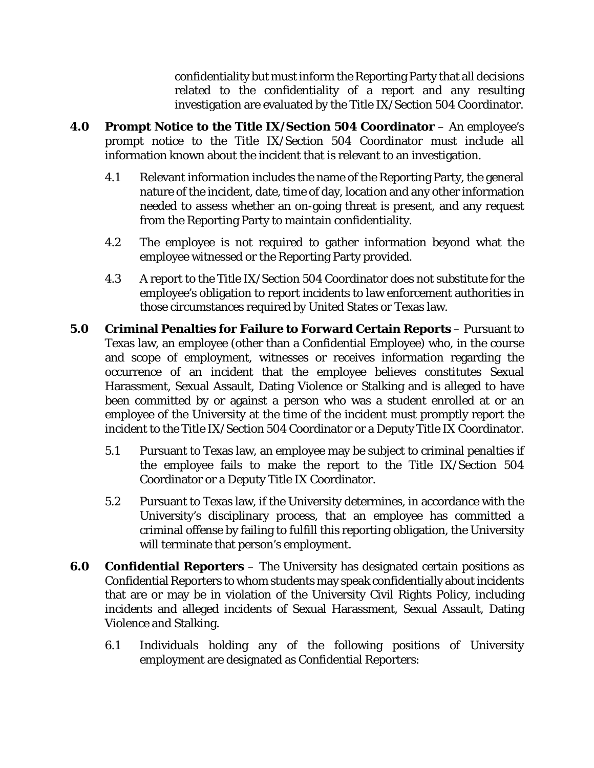confidentiality but must inform the Reporting Party that all decisions related to the confidentiality of a report and any resulting investigation are evaluated by the Title IX/Section 504 Coordinator.

**4.0 Prompt Notice to the Title IX/Section 504 Coordinator** – An employee's prompt notice to the Title IX/Section 504 Coordinator must include all information known about the incident that is relevant to an investigation.

4.1 Relevant information includes the name of the Reporting Party, the general nature of the incident, date, time of day, location and any other information needed to assess whether an on-going threat is present, and any request from the Reporting Party to maintain confidentiality.

4.2 The employee is not required to gather information beyond what the employee witnessed or the Reporting Party provided.

4.3 A report to the Title IX/Section 504 Coordinator does not substitute for the employee's obligation to report incidents to law enforcement authorities in those circumstances required by United States or Texas law.

**5.0 Criminal Penalties for Failure to Forward Certain Reports** – Pursuant to Texas law, an employee (other than a Confidential Employee) who, in the course and scope of employment, witnesses or receives information regarding the occurrence of an incident that the employee believes constitutes Sexual Harassment, Sexual Assault, Dating Violence or Stalking and is alleged to have been committed by or against a person who was a student enrolled at or an employee of the University at the time of the incident must promptly report the incident to the Title IX/Section 504 Coordinator or a Deputy Title IX Coordinator.

5.1 Pursuant to Texas law, an employee may be subject to criminal penalties if the employee fails to make the report to the Title IX/Section 504 Coordinator or a Deputy Title IX Coordinator.

5.2 Pursuant to Texas law, if the University determines, in accordance with the University's disciplinary process, that an employee has committed a criminal offense by failing to fulfill this reporting obligation, the University will terminate that person's employment.

**6.0 Confidential Reporters** – The University has designated certain positions as Confidential Reporters to whom students may speak confidentially about incidents that are or may be in violation of the University Civil Rights Policy, including incidents and alleged incidents of Sexual Harassment, Sexual Assault, Dating Violence and Stalking.

6.1 Individuals holding any of the following positions of University employment are designated as Confidential Reporters: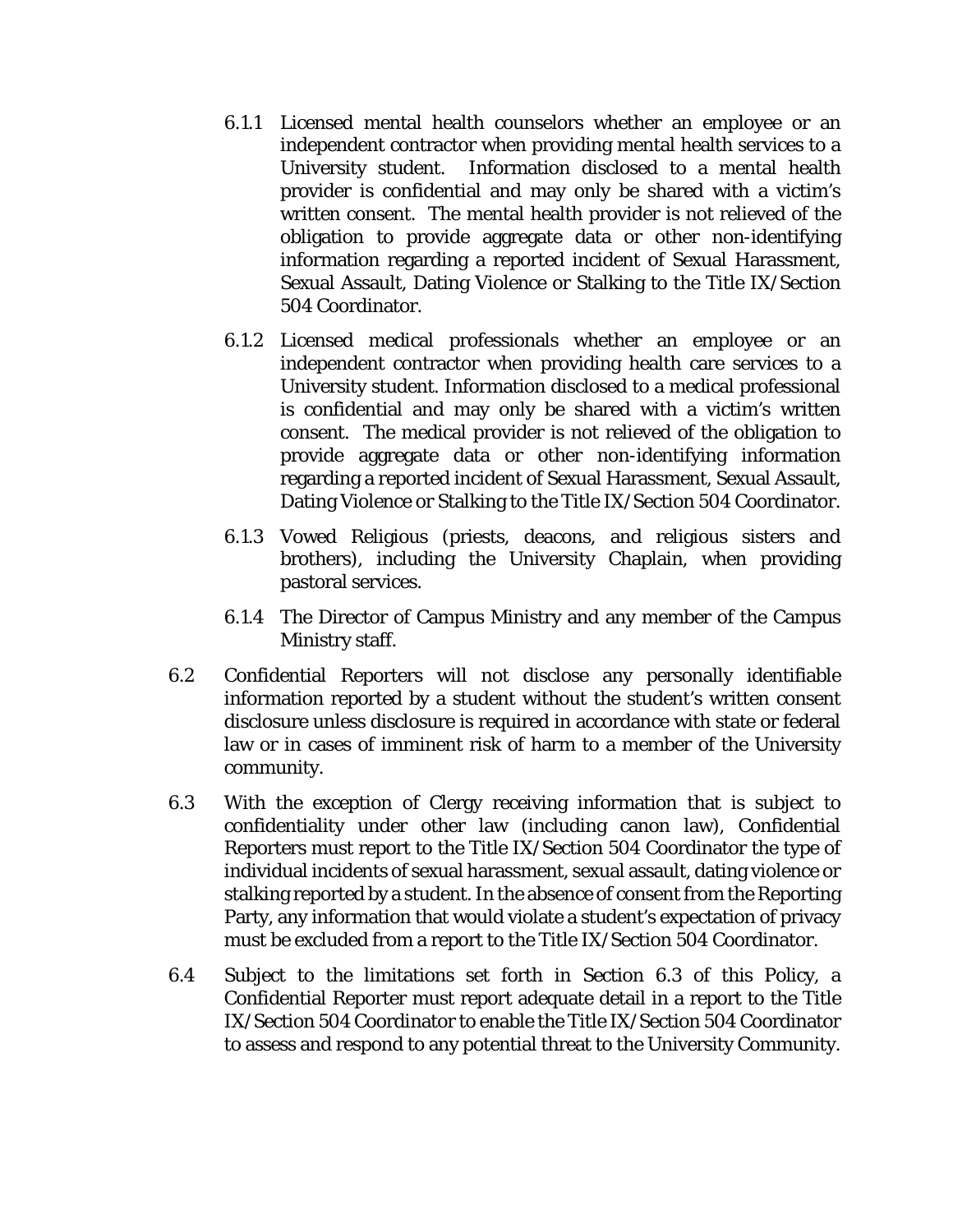6.1.1 Licensed mental health counselors whether an employee or an independent contractor when providing mental health services to a University student. Information disclosed to a mental health provider is confidential and may only be shared with a victim's written consent. The mental health provider is not relieved of the obligation to provide aggregate data or other non-identifying information regarding a reported incident of Sexual Harassment, Sexual Assault, Dating Violence or Stalking to the Title IX/Section 504 Coordinator.

6.1.2 Licensed medical professionals whether an employee or an independent contractor when providing health care services to a University student. Information disclosed to a medical professional is confidential and may only be shared with a victim's written consent. The medical provider is not relieved of the obligation to provide aggregate data or other non-identifying information regarding a reported incident of Sexual Harassment, Sexual Assault, Dating Violence or Stalking to the Title IX/Section 504 Coordinator.

6.1.3 Vowed Religious (priests, deacons, and religious sisters and brothers), including the University Chaplain, when providing pastoral services.

6.1.4 The Director of Campus Ministry and any member of the Campus Ministry staff.

6.2 Confidential Reporters will not disclose any personally identifiable information reported by a student without the student's written consent disclosure unless disclosure is required in accordance with state or federal law or in cases of imminent risk of harm to a member of the University community.

6.3 With the exception of Clergy receiving information that is subject to confidentiality under other law (including canon law), Confidential Reporters must report to the Title IX/Section 504 Coordinator the type of individual incidents of sexual harassment, sexual assault, dating violence or stalking reported by a student. In the absence of consent from the Reporting Party, any information that would violate a student's expectation of privacy must be excluded from a report to the Title IX/Section 504 Coordinator.

6.4 Subject to the limitations set forth in Section 6.3 of this Policy, a Confidential Reporter must report adequate detail in a report to the Title IX/Section 504 Coordinator to enable the Title IX/Section 504 Coordinator to assess and respond to any potential threat to the University Community.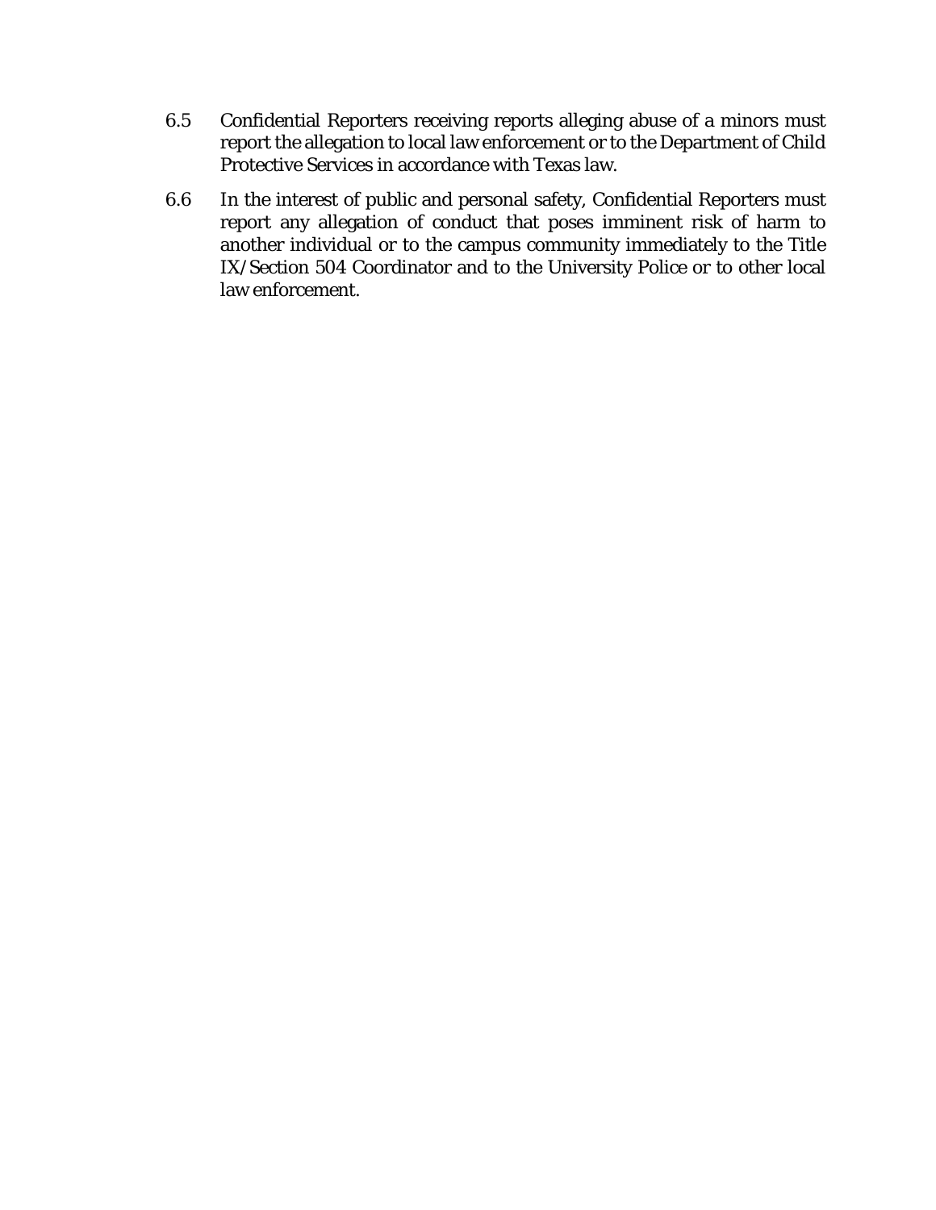6.5 Confidential Reporters receiving reports alleging abuse of a minors must report the allegation to local law enforcement or to the Department of Child Protective Services in accordance with Texas law.

6.6 In the interest of public and personal safety, Confidential Reporters must report any allegation of conduct that poses imminent risk of harm to another individual or to the campus community immediately to the Title IX/Section 504 Coordinator and to the University Police or to other local law enforcement.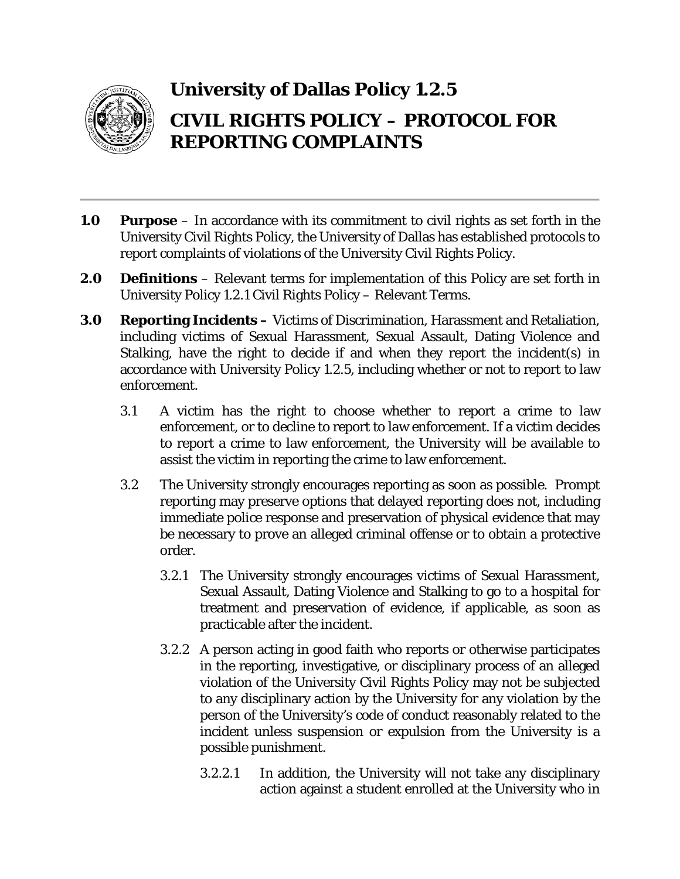# University of Dallas Policy 1.2.5

# CIVIL RIGHTS POLICY – PROTOCOL FOR REPORTING COMPLAINTS

---

**1.0 Purpose** – In accordance with its commitment to civil rights as set forth in the University Civil Rights Policy, the University of Dallas has established protocols to report complaints of violations of the University Civil Rights Policy.

**2.0 Definitions** – Relevant terms for implementation of this Policy are set forth in University Policy 1.2.1 Civil Rights Policy – Relevant Terms.

**3.0 Reporting Incidents –** Victims of Discrimination, Harassment and Retaliation, including victims of Sexual Harassment, Sexual Assault, Dating Violence and Stalking, have the right to decide if and when they report the incident(s) in accordance with University Policy 1.2.5, including whether or not to report to law enforcement.

3.1 A victim has the right to choose whether to report a crime to law enforcement, or to decline to report to law enforcement. If a victim decides to report a crime to law enforcement, the University will be available to assist the victim in reporting the crime to law enforcement.

3.2 The University strongly encourages reporting as soon as possible. Prompt reporting may preserve options that delayed reporting does not, including immediate police response and preservation of physical evidence that may be necessary to prove an alleged criminal offense or to obtain a protective order.

3.2.1 The University strongly encourages victims of Sexual Harassment, Sexual Assault, Dating Violence and Stalking to go to a hospital for treatment and preservation of evidence, if applicable, as soon as practicable after the incident.

3.2.2 A person acting in good faith who reports or otherwise participates in the reporting, investigative, or disciplinary process of an alleged violation of the University Civil Rights Policy may not be subjected to any disciplinary action by the University for any violation by the person of the University's code of conduct reasonably related to the incident unless suspension or expulsion from the University is a possible punishment.

3.2.2.1 In addition, the University will not take any disciplinary action against a student enrolled at the University who in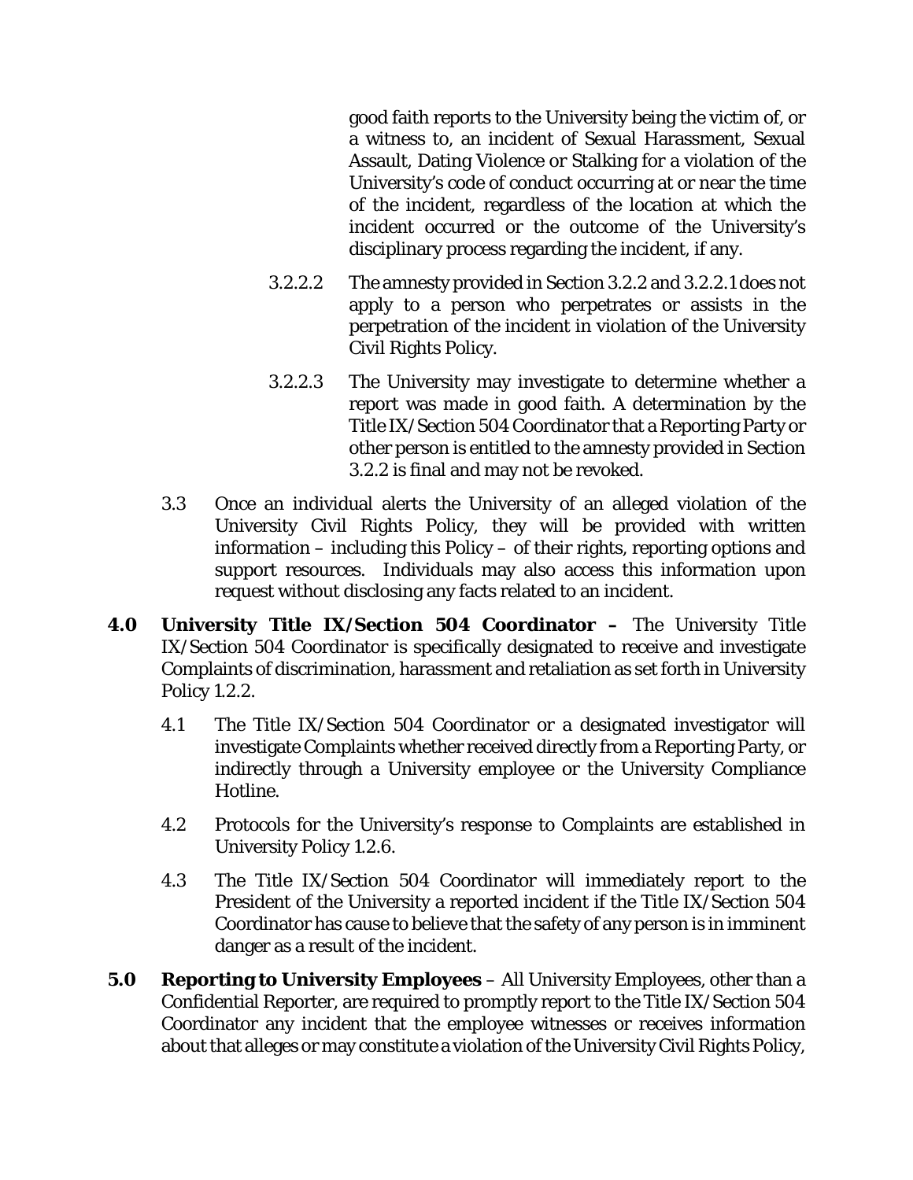good faith reports to the University being the victim of, or a witness to, an incident of Sexual Harassment, Sexual Assault, Dating Violence or Stalking for a violation of the University's code of conduct occurring at or near the time of the incident, regardless of the location at which the incident occurred or the outcome of the University's disciplinary process regarding the incident, if any.

3.2.2.2 The amnesty provided in Section 3.2.2 and 3.2.2.1 does not apply to a person who perpetrates or assists in the perpetration of the incident in violation of the University Civil Rights Policy.

3.2.2.3 The University may investigate to determine whether a report was made in good faith. A determination by the Title IX/Section 504 Coordinator that a Reporting Party or other person is entitled to the amnesty provided in Section 3.2.2 is final and may not be revoked.

3.3 Once an individual alerts the University of an alleged violation of the University Civil Rights Policy, they will be provided with written information – including this Policy – of their rights, reporting options and support resources. Individuals may also access this information upon request without disclosing any facts related to an incident.

**4.0 University Title IX/Section 504 Coordinator –** The University Title IX/Section 504 Coordinator is specifically designated to receive and investigate Complaints of discrimination, harassment and retaliation as set forth in University Policy 1.2.2.

4.1 The Title IX/Section 504 Coordinator or a designated investigator will investigate Complaints whether received directly from a Reporting Party, or indirectly through a University employee or the University Compliance Hotline.

4.2 Protocols for the University's response to Complaints are established in University Policy 1.2.6.

4.3 The Title IX/Section 504 Coordinator will immediately report to the President of the University a reported incident if the Title IX/Section 504 Coordinator has cause to believe that the safety of any person is in imminent danger as a result of the incident.

**5.0 Reporting to University Employees** – All University Employees, other than a Confidential Reporter, are required to promptly report to the Title IX/Section 504 Coordinator any incident that the employee witnesses or receives information about that alleges or may constitute a violation of the University Civil Rights Policy,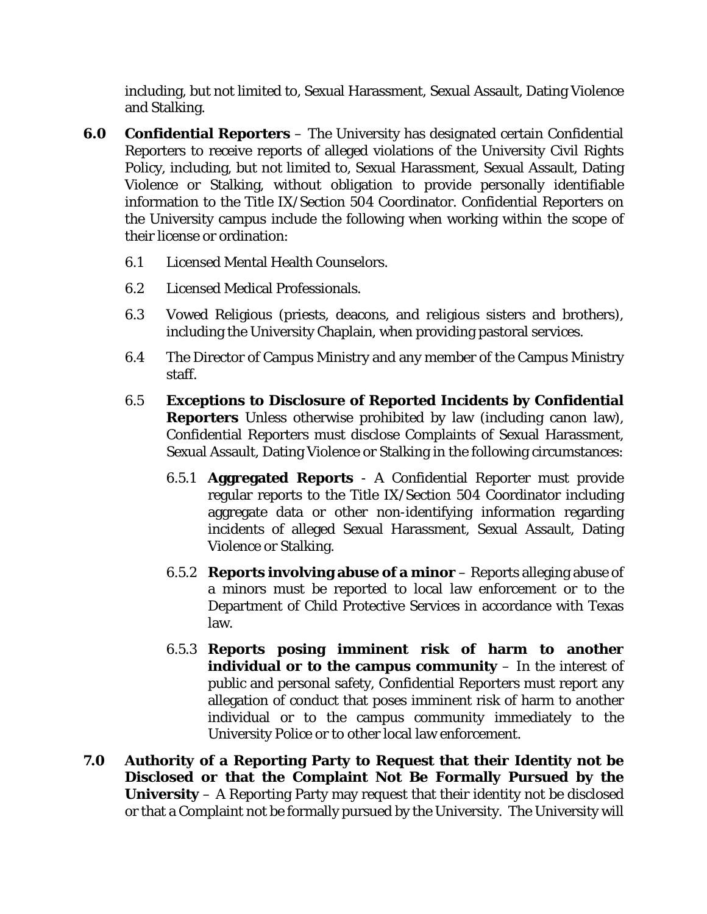including, but not limited to, Sexual Harassment, Sexual Assault, Dating Violence and Stalking.

**6.0 Confidential Reporters** – The University has designated certain Confidential Reporters to receive reports of alleged violations of the University Civil Rights Policy, including, but not limited to, Sexual Harassment, Sexual Assault, Dating Violence or Stalking, without obligation to provide personally identifiable information to the Title IX/Section 504 Coordinator. Confidential Reporters on the University campus include the following when working within the scope of their license or ordination:

6.1 Licensed Mental Health Counselors.

6.2 Licensed Medical Professionals.

6.3 Vowed Religious (priests, deacons, and religious sisters and brothers), including the University Chaplain, when providing pastoral services.

6.4 The Director of Campus Ministry and any member of the Campus Ministry staff.

6.5 **Exceptions to Disclosure of Reported Incidents by Confidential Reporters** Unless otherwise prohibited by law (including canon law), Confidential Reporters must disclose Complaints of Sexual Harassment, Sexual Assault, Dating Violence or Stalking in the following circumstances:

6.5.1 **Aggregated Reports** - A Confidential Reporter must provide regular reports to the Title IX/Section 504 Coordinator including aggregate data or other non-identifying information regarding incidents of alleged Sexual Harassment, Sexual Assault, Dating Violence or Stalking.

6.5.2 **Reports involving abuse of a minor** – Reports alleging abuse of a minors must be reported to local law enforcement or to the Department of Child Protective Services in accordance with Texas law.

6.5.3 **Reports posing imminent risk of harm to another individual or to the campus community** – In the interest of public and personal safety, Confidential Reporters must report any allegation of conduct that poses imminent risk of harm to another individual or to the campus community immediately to the University Police or to other local law enforcement.

**7.0 Authority of a Reporting Party to Request that their Identity not be Disclosed or that the Complaint Not Be Formally Pursued by the University** – A Reporting Party may request that their identity not be disclosed or that a Complaint not be formally pursued by the University. The University will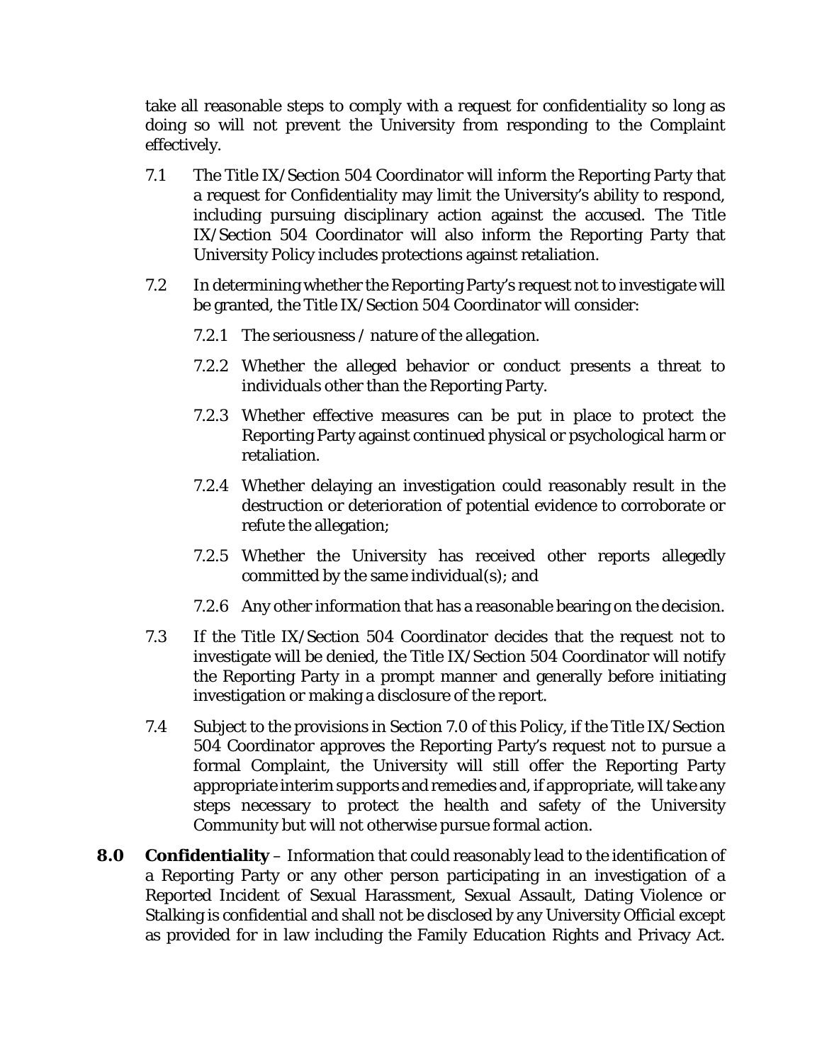take all reasonable steps to comply with a request for confidentiality so long as doing so will not prevent the University from responding to the Complaint effectively.

7.1 The Title IX/Section 504 Coordinator will inform the Reporting Party that a request for Confidentiality may limit the University's ability to respond, including pursuing disciplinary action against the accused. The Title IX/Section 504 Coordinator will also inform the Reporting Party that University Policy includes protections against retaliation.

7.2 In determining whether the Reporting Party's request not to investigate will be granted, the Title IX/Section 504 Coordinator will consider:

7.2.1 The seriousness / nature of the allegation.

7.2.2 Whether the alleged behavior or conduct presents a threat to individuals other than the Reporting Party.

7.2.3 Whether effective measures can be put in place to protect the Reporting Party against continued physical or psychological harm or retaliation.

7.2.4 Whether delaying an investigation could reasonably result in the destruction or deterioration of potential evidence to corroborate or refute the allegation;

7.2.5 Whether the University has received other reports allegedly committed by the same individual(s); and

7.2.6 Any other information that has a reasonable bearing on the decision.

7.3 If the Title IX/Section 504 Coordinator decides that the request not to investigate will be denied, the Title IX/Section 504 Coordinator will notify the Reporting Party in a prompt manner and generally before initiating investigation or making a disclosure of the report.

7.4 Subject to the provisions in Section 7.0 of this Policy, if the Title IX/Section 504 Coordinator approves the Reporting Party's request not to pursue a formal Complaint, the University will still offer the Reporting Party appropriate interim supports and remedies and, if appropriate, will take any steps necessary to protect the health and safety of the University Community but will not otherwise pursue formal action.

**8.0 Confidentiality** – Information that could reasonably lead to the identification of a Reporting Party or any other person participating in an investigation of a Reported Incident of Sexual Harassment, Sexual Assault, Dating Violence or Stalking is confidential and shall not be disclosed by any University Official except as provided for in law including the Family Education Rights and Privacy Act.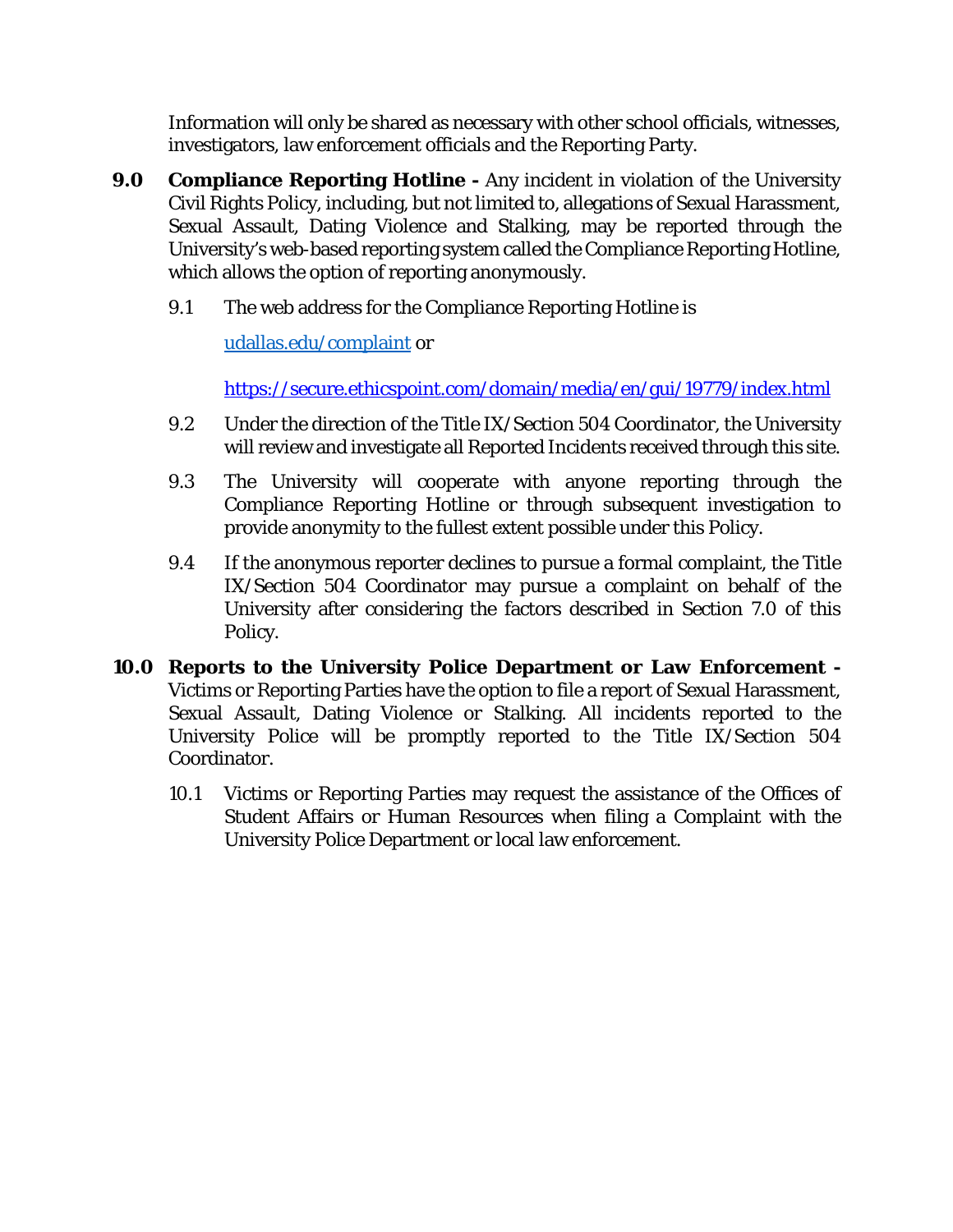Information will only be shared as necessary with other school officials, witnesses, investigators, law enforcement officials and the Reporting Party.

**9.0 Compliance Reporting Hotline -** Any incident in violation of the University Civil Rights Policy, including, but not limited to, allegations of Sexual Harassment, Sexual Assault, Dating Violence and Stalking, may be reported through the University's web-based reporting system called the Compliance Reporting Hotline, which allows the option of reporting anonymously.

9.1 The web address for the Compliance Reporting Hotline is

[udallas.edu/complaint](udallas.edu/complaint) or

<https://secure.ethicspoint.com/domain/media/en/gui/19779/index.html>

9.2 Under the direction of the Title IX/Section 504 Coordinator, the University will review and investigate all Reported Incidents received through this site.

9.3 The University will cooperate with anyone reporting through the Compliance Reporting Hotline or through subsequent investigation to provide anonymity to the fullest extent possible under this Policy.

9.4 If the anonymous reporter declines to pursue a formal complaint, the Title IX/Section 504 Coordinator may pursue a complaint on behalf of the University after considering the factors described in Section 7.0 of this Policy.

**10.0 Reports to the University Police Department or Law Enforcement -** Victims or Reporting Parties have the option to file a report of Sexual Harassment, Sexual Assault, Dating Violence or Stalking. All incidents reported to the University Police will be promptly reported to the Title IX/Section 504 Coordinator.

10.1 Victims or Reporting Parties may request the assistance of the Offices of Student Affairs or Human Resources when filing a Complaint with the University Police Department or local law enforcement.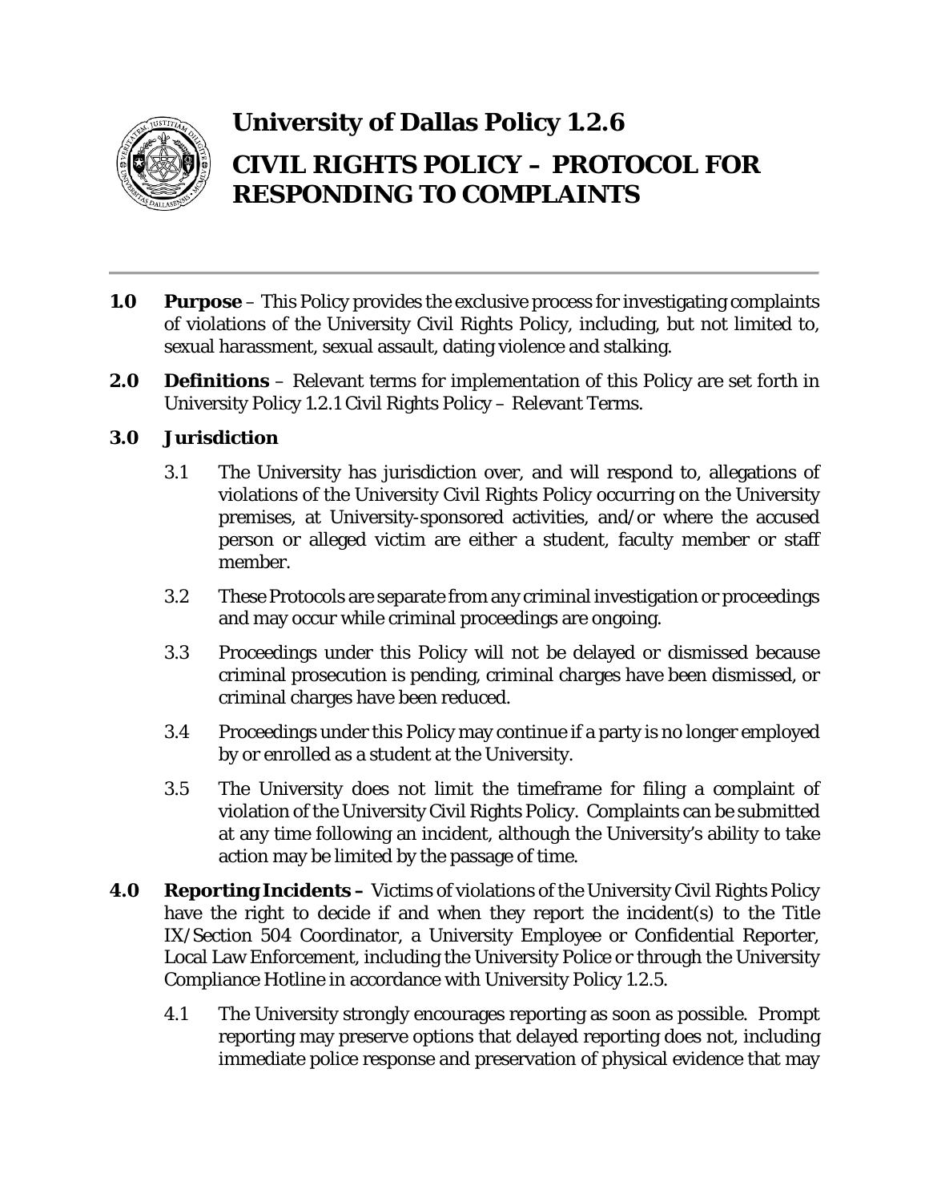# University of Dallas Policy 1.2.6

# CIVIL RIGHTS POLICY – PROTOCOL FOR RESPONDING TO COMPLAINTS

---

**1.0 Purpose** – This Policy provides the exclusive process for investigating complaints of violations of the University Civil Rights Policy, including, but not limited to, sexual harassment, sexual assault, dating violence and stalking.

**2.0 Definitions** – Relevant terms for implementation of this Policy are set forth in University Policy 1.2.1 Civil Rights Policy – Relevant Terms.

**3.0 Jurisdiction**

3.1 The University has jurisdiction over, and will respond to, allegations of violations of the University Civil Rights Policy occurring on the University premises, at University-sponsored activities, and/or where the accused person or alleged victim are either a student, faculty member or staff member.

3.2 These Protocols are separate from any criminal investigation or proceedings and may occur while criminal proceedings are ongoing.

3.3 Proceedings under this Policy will not be delayed or dismissed because criminal prosecution is pending, criminal charges have been dismissed, or criminal charges have been reduced.

3.4 Proceedings under this Policy may continue if a party is no longer employed by or enrolled as a student at the University.

3.5 The University does not limit the timeframe for filing a complaint of violation of the University Civil Rights Policy. Complaints can be submitted at any time following an incident, although the University's ability to take action may be limited by the passage of time.

**4.0 Reporting Incidents –** Victims of violations of the University Civil Rights Policy have the right to decide if and when they report the incident(s) to the Title IX/Section 504 Coordinator, a University Employee or Confidential Reporter, Local Law Enforcement, including the University Police or through the University Compliance Hotline in accordance with University Policy 1.2.5.

4.1 The University strongly encourages reporting as soon as possible. Prompt reporting may preserve options that delayed reporting does not, including immediate police response and preservation of physical evidence that may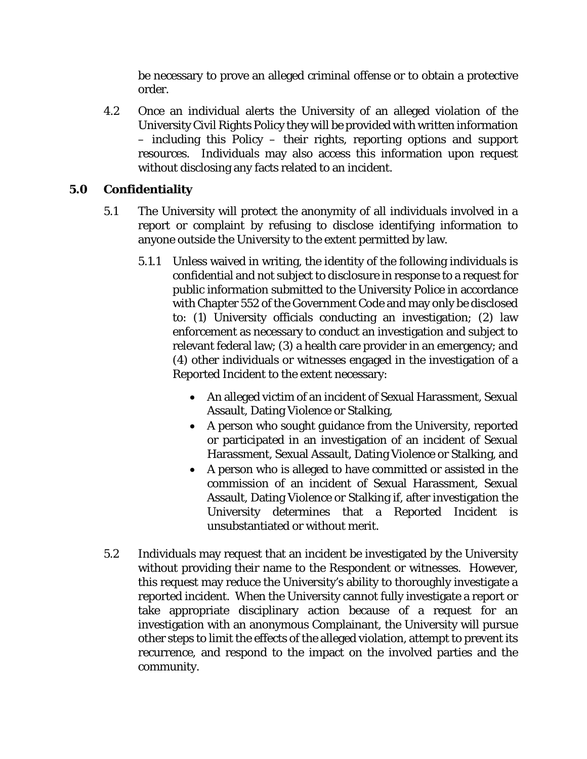be necessary to prove an alleged criminal offense or to obtain a protective order.

4.2 Once an individual alerts the University of an alleged violation of the University Civil Rights Policy they will be provided with written information – including this Policy – their rights, reporting options and support resources. Individuals may also access this information upon request without disclosing any facts related to an incident.

## 5.0 Confidentiality

5.1 The University will protect the anonymity of all individuals involved in a report or complaint by refusing to disclose identifying information to anyone outside the University to the extent permitted by law.

5.1.1 Unless waived in writing, the identity of the following individuals is confidential and not subject to disclosure in response to a request for public information submitted to the University Police in accordance with Chapter 552 of the Government Code and may only be disclosed to: (1) University officials conducting an investigation; (2) law enforcement as necessary to conduct an investigation and subject to relevant federal law; (3) a health care provider in an emergency; and (4) other individuals or witnesses engaged in the investigation of a Reported Incident to the extent necessary:

- An alleged victim of an incident of Sexual Harassment, Sexual Assault, Dating Violence or Stalking,
- A person who sought guidance from the University, reported or participated in an investigation of an incident of Sexual Harassment, Sexual Assault, Dating Violence or Stalking, and
- A person who is alleged to have committed or assisted in the commission of an incident of Sexual Harassment, Sexual Assault, Dating Violence or Stalking if, after investigation the University determines that a Reported Incident is unsubstantiated or without merit.

5.2 Individuals may request that an incident be investigated by the University without providing their name to the Respondent or witnesses. However, this request may reduce the University's ability to thoroughly investigate a reported incident. When the University cannot fully investigate a report or take appropriate disciplinary action because of a request for an investigation with an anonymous Complainant, the University will pursue other steps to limit the effects of the alleged violation, attempt to prevent its recurrence, and respond to the impact on the involved parties and the community.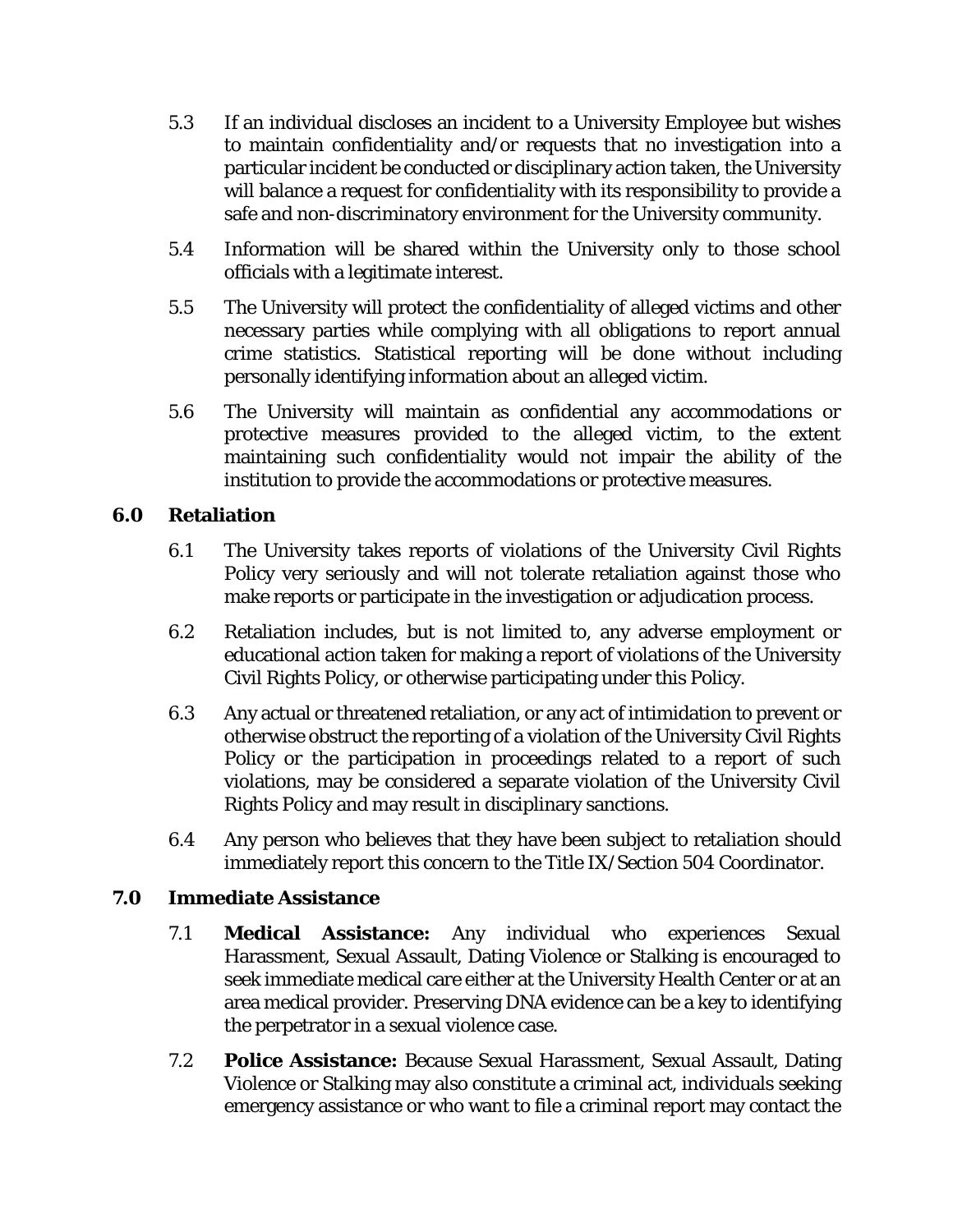5.3 If an individual discloses an incident to a University Employee but wishes to maintain confidentiality and/or requests that no investigation into a particular incident be conducted or disciplinary action taken, the University will balance a request for confidentiality with its responsibility to provide a safe and non-discriminatory environment for the University community.

5.4 Information will be shared within the University only to those school officials with a legitimate interest.

5.5 The University will protect the confidentiality of alleged victims and other necessary parties while complying with all obligations to report annual crime statistics. Statistical reporting will be done without including personally identifying information about an alleged victim.

5.6 The University will maintain as confidential any accommodations or protective measures provided to the alleged victim, to the extent maintaining such confidentiality would not impair the ability of the institution to provide the accommodations or protective measures.

## 6.0 Retaliation

6.1 The University takes reports of violations of the University Civil Rights Policy very seriously and will not tolerate retaliation against those who make reports or participate in the investigation or adjudication process.

6.2 Retaliation includes, but is not limited to, any adverse employment or educational action taken for making a report of violations of the University Civil Rights Policy, or otherwise participating under this Policy.

6.3 Any actual or threatened retaliation, or any act of intimidation to prevent or otherwise obstruct the reporting of a violation of the University Civil Rights Policy or the participation in proceedings related to a report of such violations, may be considered a separate violation of the University Civil Rights Policy and may result in disciplinary sanctions.

6.4 Any person who believes that they have been subject to retaliation should immediately report this concern to the Title IX/Section 504 Coordinator.

## 7.0 Immediate Assistance

7.1 **Medical Assistance:** Any individual who experiences Sexual Harassment, Sexual Assault, Dating Violence or Stalking is encouraged to seek immediate medical care either at the University Health Center or at an area medical provider. Preserving DNA evidence can be a key to identifying the perpetrator in a sexual violence case.

7.2 **Police Assistance:** Because Sexual Harassment, Sexual Assault, Dating Violence or Stalking may also constitute a criminal act, individuals seeking emergency assistance or who want to file a criminal report may contact the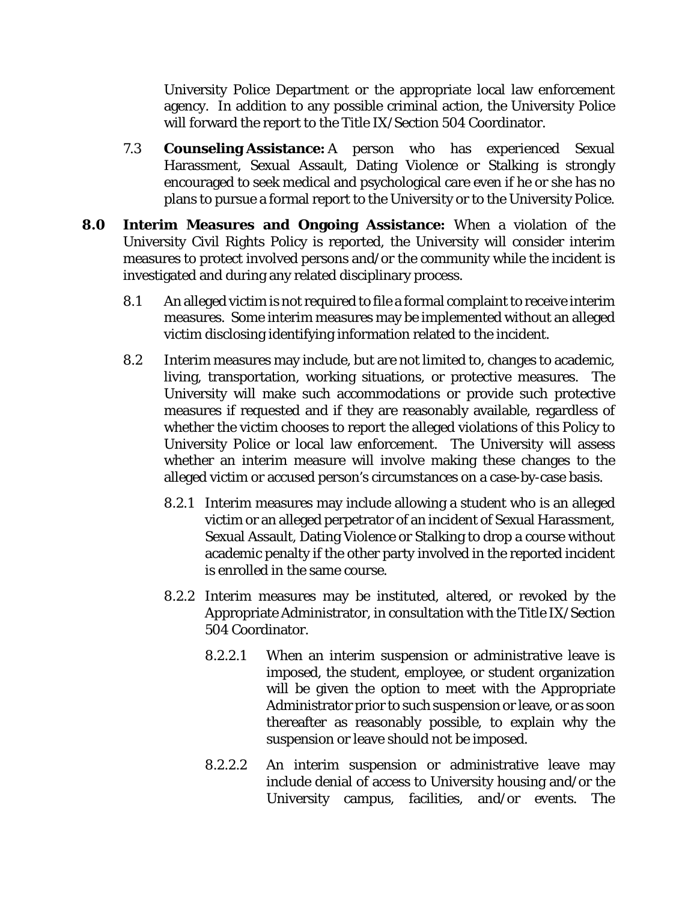University Police Department or the appropriate local law enforcement agency. In addition to any possible criminal action, the University Police will forward the report to the Title IX/Section 504 Coordinator.

7.3 **Counseling Assistance:** A person who has experienced Sexual Harassment, Sexual Assault, Dating Violence or Stalking is strongly encouraged to seek medical and psychological care even if he or she has no plans to pursue a formal report to the University or to the University Police.

**8.0 Interim Measures and Ongoing Assistance:** When a violation of the University Civil Rights Policy is reported, the University will consider interim measures to protect involved persons and/or the community while the incident is investigated and during any related disciplinary process.

8.1 An alleged victim is not required to file a formal complaint to receive interim measures. Some interim measures may be implemented without an alleged victim disclosing identifying information related to the incident.

8.2 Interim measures may include, but are not limited to, changes to academic, living, transportation, working situations, or protective measures. The University will make such accommodations or provide such protective measures if requested and if they are reasonably available, regardless of whether the victim chooses to report the alleged violations of this Policy to University Police or local law enforcement. The University will assess whether an interim measure will involve making these changes to the alleged victim or accused person's circumstances on a case-by-case basis.

8.2.1 Interim measures may include allowing a student who is an alleged victim or an alleged perpetrator of an incident of Sexual Harassment, Sexual Assault, Dating Violence or Stalking to drop a course without academic penalty if the other party involved in the reported incident is enrolled in the same course.

8.2.2 Interim measures may be instituted, altered, or revoked by the Appropriate Administrator, in consultation with the Title IX/Section 504 Coordinator.

8.2.2.1 When an interim suspension or administrative leave is imposed, the student, employee, or student organization will be given the option to meet with the Appropriate Administrator prior to such suspension or leave, or as soon thereafter as reasonably possible, to explain why the suspension or leave should not be imposed.

8.2.2.2 An interim suspension or administrative leave may include denial of access to University housing and/or the University campus, facilities, and/or events. The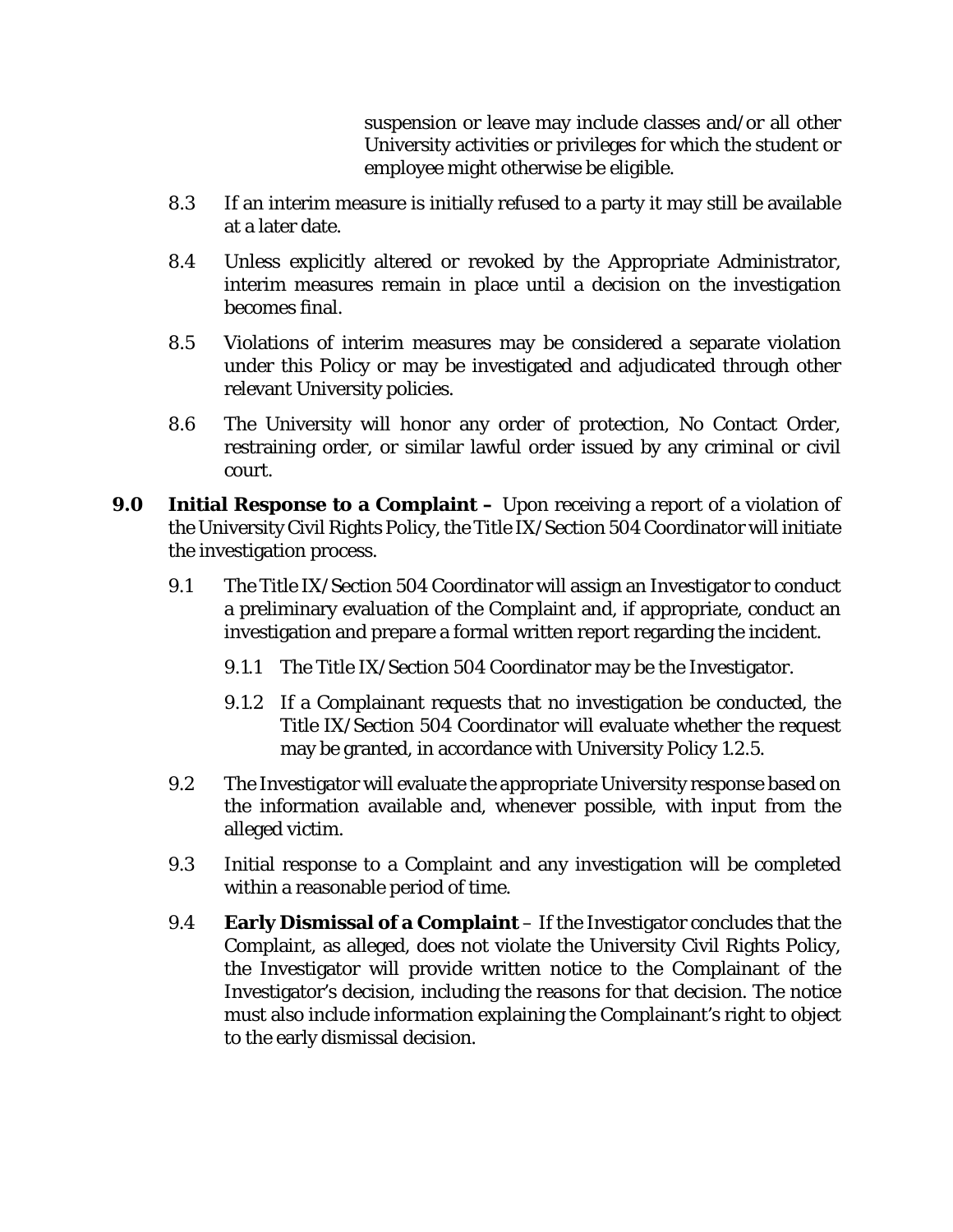suspension or leave may include classes and/or all other University activities or privileges for which the student or employee might otherwise be eligible.

8.3 If an interim measure is initially refused to a party it may still be available at a later date.

8.4 Unless explicitly altered or revoked by the Appropriate Administrator, interim measures remain in place until a decision on the investigation becomes final.

8.5 Violations of interim measures may be considered a separate violation under this Policy or may be investigated and adjudicated through other relevant University policies.

8.6 The University will honor any order of protection, No Contact Order, restraining order, or similar lawful order issued by any criminal or civil court.

**9.0 Initial Response to a Complaint –** Upon receiving a report of a violation of the University Civil Rights Policy, the Title IX/Section 504 Coordinator will initiate the investigation process.

9.1 The Title IX/Section 504 Coordinator will assign an Investigator to conduct a preliminary evaluation of the Complaint and, if appropriate, conduct an investigation and prepare a formal written report regarding the incident.

9.1.1 The Title IX/Section 504 Coordinator may be the Investigator.

9.1.2 If a Complainant requests that no investigation be conducted, the Title IX/Section 504 Coordinator will evaluate whether the request may be granted, in accordance with University Policy 1.2.5.

9.2 The Investigator will evaluate the appropriate University response based on the information available and, whenever possible, with input from the alleged victim.

9.3 Initial response to a Complaint and any investigation will be completed within a reasonable period of time.

9.4 **Early Dismissal of a Complaint** – If the Investigator concludes that the Complaint, as alleged, does not violate the University Civil Rights Policy, the Investigator will provide written notice to the Complainant of the Investigator's decision, including the reasons for that decision. The notice must also include information explaining the Complainant's right to object to the early dismissal decision.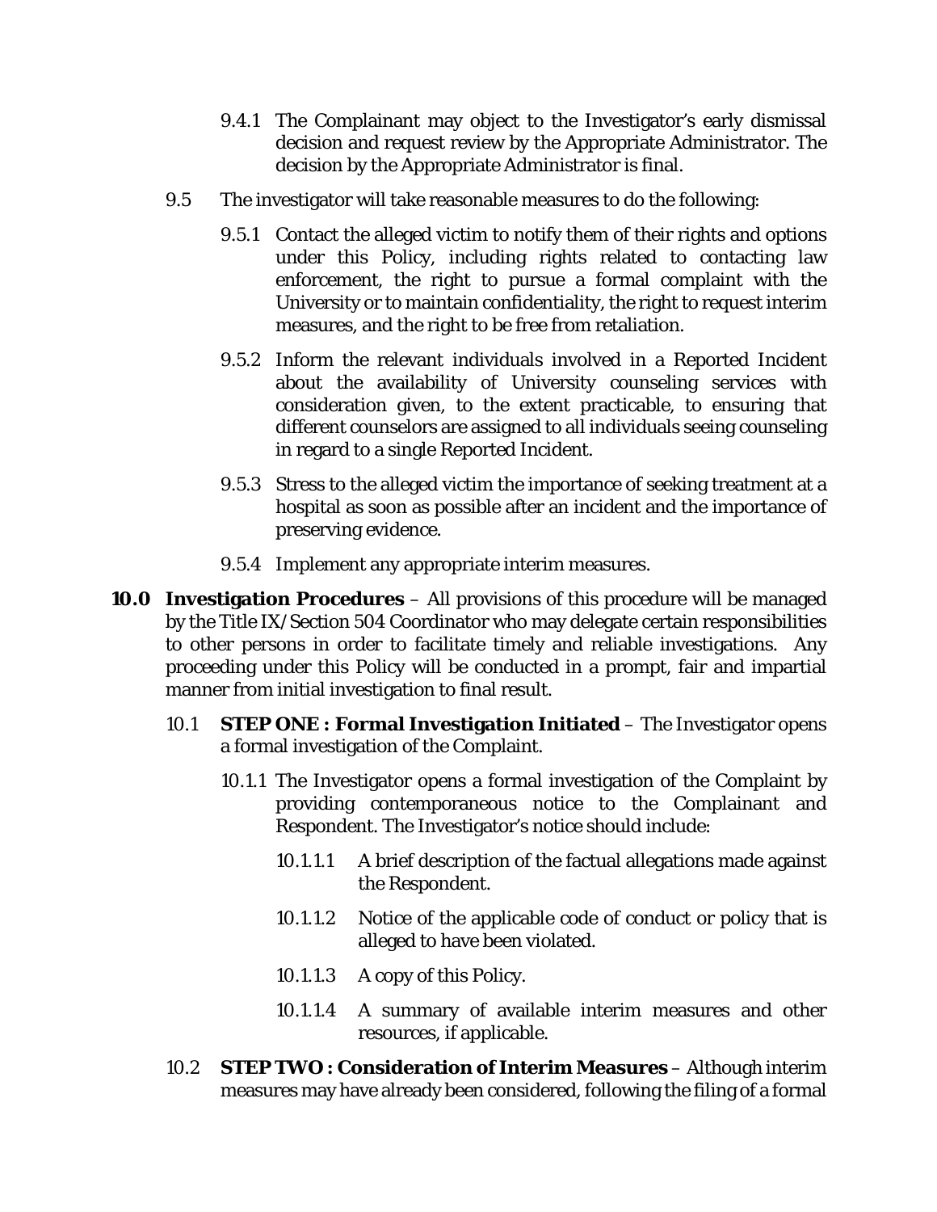9.4.1 The Complainant may object to the Investigator's early dismissal decision and request review by the Appropriate Administrator. The decision by the Appropriate Administrator is final.

9.5 The investigator will take reasonable measures to do the following:

9.5.1 Contact the alleged victim to notify them of their rights and options under this Policy, including rights related to contacting law enforcement, the right to pursue a formal complaint with the University or to maintain confidentiality, the right to request interim measures, and the right to be free from retaliation.

9.5.2 Inform the relevant individuals involved in a Reported Incident about the availability of University counseling services with consideration given, to the extent practicable, to ensuring that different counselors are assigned to all individuals seeing counseling in regard to a single Reported Incident.

9.5.3 Stress to the alleged victim the importance of seeking treatment at a hospital as soon as possible after an incident and the importance of preserving evidence.

9.5.4 Implement any appropriate interim measures.

**10.0 Investigation Procedures** – All provisions of this procedure will be managed by the Title IX/Section 504 Coordinator who may delegate certain responsibilities to other persons in order to facilitate timely and reliable investigations. Any proceeding under this Policy will be conducted in a prompt, fair and impartial manner from initial investigation to final result.

10.1 **STEP ONE : Formal Investigation Initiated** – The Investigator opens a formal investigation of the Complaint.

10.1.1 The Investigator opens a formal investigation of the Complaint by providing contemporaneous notice to the Complainant and Respondent. The Investigator's notice should include:

10.1.1.1 A brief description of the factual allegations made against the Respondent.

10.1.1.2 Notice of the applicable code of conduct or policy that is alleged to have been violated.

10.1.1.3 A copy of this Policy.

10.1.1.4 A summary of available interim measures and other resources, if applicable.

10.2 **STEP TWO : Consideration of Interim Measures** – Although interim measures may have already been considered, following the filing of a formal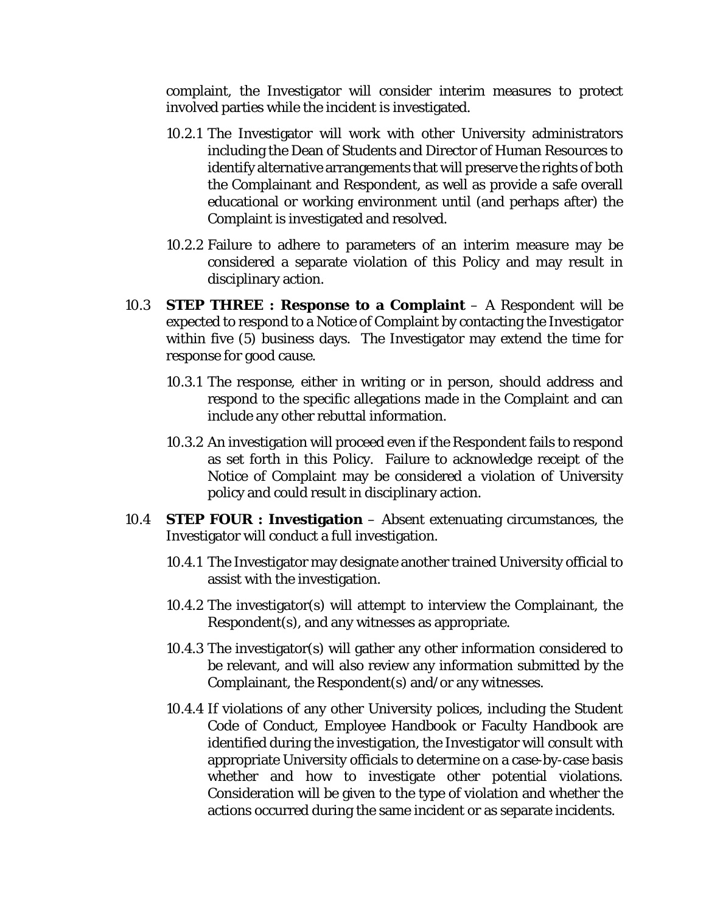complaint, the Investigator will consider interim measures to protect involved parties while the incident is investigated.

10.2.1 The Investigator will work with other University administrators including the Dean of Students and Director of Human Resources to identify alternative arrangements that will preserve the rights of both the Complainant and Respondent, as well as provide a safe overall educational or working environment until (and perhaps after) the Complaint is investigated and resolved.

10.2.2 Failure to adhere to parameters of an interim measure may be considered a separate violation of this Policy and may result in disciplinary action.

10.3 **STEP THREE : Response to a Complaint** – A Respondent will be expected to respond to a Notice of Complaint by contacting the Investigator within five (5) business days. The Investigator may extend the time for response for good cause.

10.3.1 The response, either in writing or in person, should address and respond to the specific allegations made in the Complaint and can include any other rebuttal information.

10.3.2 An investigation will proceed even if the Respondent fails to respond as set forth in this Policy. Failure to acknowledge receipt of the Notice of Complaint may be considered a violation of University policy and could result in disciplinary action.

10.4 **STEP FOUR : Investigation** – Absent extenuating circumstances, the Investigator will conduct a full investigation.

10.4.1 The Investigator may designate another trained University official to assist with the investigation.

10.4.2 The investigator(s) will attempt to interview the Complainant, the Respondent(s), and any witnesses as appropriate.

10.4.3 The investigator(s) will gather any other information considered to be relevant, and will also review any information submitted by the Complainant, the Respondent(s) and/or any witnesses.

10.4.4 If violations of any other University polices, including the Student Code of Conduct, Employee Handbook or Faculty Handbook are identified during the investigation, the Investigator will consult with appropriate University officials to determine on a case-by-case basis whether and how to investigate other potential violations. Consideration will be given to the type of violation and whether the actions occurred during the same incident or as separate incidents.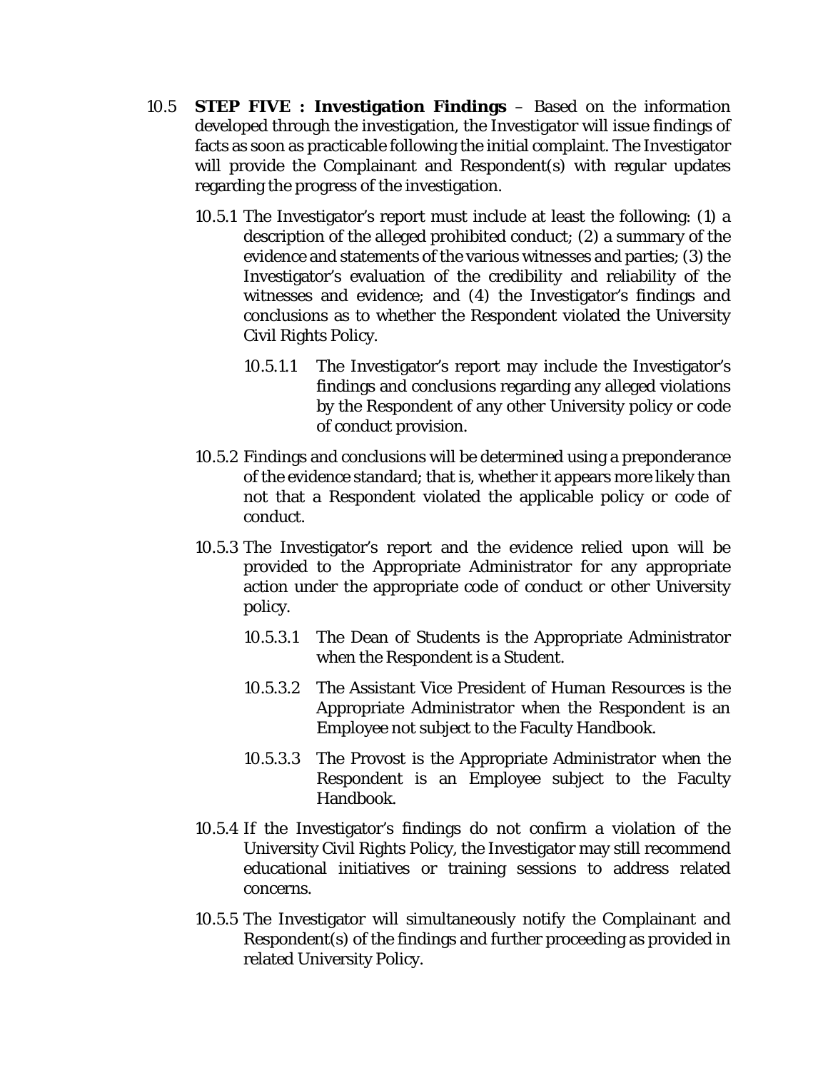10.5 **STEP FIVE : Investigation Findings** – Based on the information developed through the investigation, the Investigator will issue findings of facts as soon as practicable following the initial complaint. The Investigator will provide the Complainant and Respondent(s) with regular updates regarding the progress of the investigation.

10.5.1 The Investigator's report must include at least the following: (1) a description of the alleged prohibited conduct; (2) a summary of the evidence and statements of the various witnesses and parties; (3) the Investigator's evaluation of the credibility and reliability of the witnesses and evidence; and (4) the Investigator's findings and conclusions as to whether the Respondent violated the University Civil Rights Policy.

10.5.1.1 The Investigator's report may include the Investigator's findings and conclusions regarding any alleged violations by the Respondent of any other University policy or code of conduct provision.

10.5.2 Findings and conclusions will be determined using a preponderance of the evidence standard; that is, whether it appears more likely than not that a Respondent violated the applicable policy or code of conduct.

10.5.3 The Investigator's report and the evidence relied upon will be provided to the Appropriate Administrator for any appropriate action under the appropriate code of conduct or other University policy.

10.5.3.1 The Dean of Students is the Appropriate Administrator when the Respondent is a Student.

10.5.3.2 The Assistant Vice President of Human Resources is the Appropriate Administrator when the Respondent is an Employee not subject to the Faculty Handbook.

10.5.3.3 The Provost is the Appropriate Administrator when the Respondent is an Employee subject to the Faculty Handbook.

10.5.4 If the Investigator's findings do not confirm a violation of the University Civil Rights Policy, the Investigator may still recommend educational initiatives or training sessions to address related concerns.

10.5.5 The Investigator will simultaneously notify the Complainant and Respondent(s) of the findings and further proceeding as provided in related University Policy.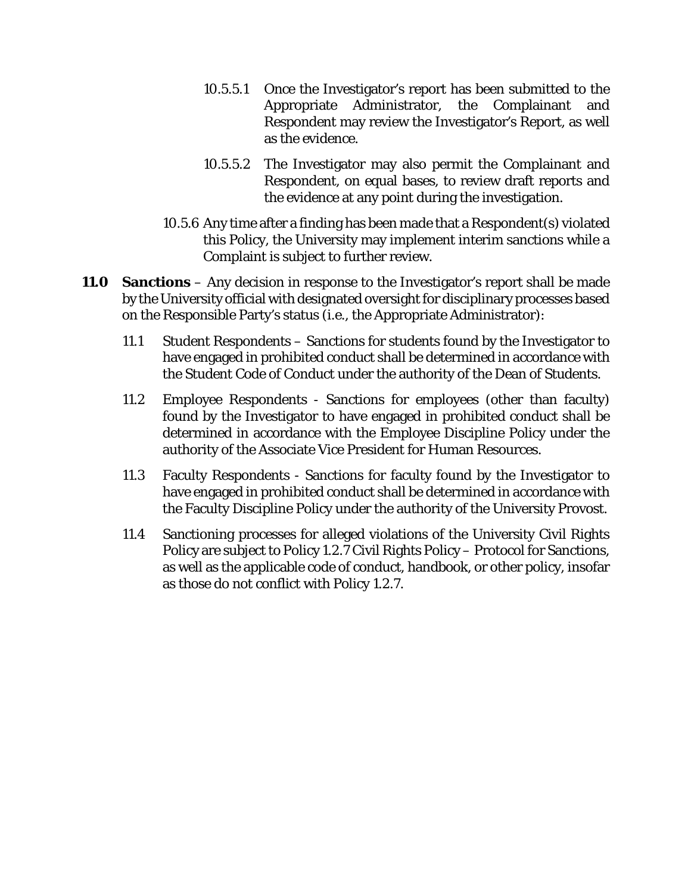10.5.5.1 Once the Investigator's report has been submitted to the Appropriate Administrator, the Complainant and Respondent may review the Investigator's Report, as well as the evidence.

10.5.5.2 The Investigator may also permit the Complainant and Respondent, on equal bases, to review draft reports and the evidence at any point during the investigation.

10.5.6 Any time after a finding has been made that a Respondent(s) violated this Policy, the University may implement interim sanctions while a Complaint is subject to further review.

**11.0 Sanctions** – Any decision in response to the Investigator's report shall be made by the University official with designated oversight for disciplinary processes based on the Responsible Party's status (i.e., the Appropriate Administrator):

11.1 Student Respondents – Sanctions for students found by the Investigator to have engaged in prohibited conduct shall be determined in accordance with the Student Code of Conduct under the authority of the Dean of Students.

11.2 Employee Respondents - Sanctions for employees (other than faculty) found by the Investigator to have engaged in prohibited conduct shall be determined in accordance with the Employee Discipline Policy under the authority of the Associate Vice President for Human Resources.

11.3 Faculty Respondents - Sanctions for faculty found by the Investigator to have engaged in prohibited conduct shall be determined in accordance with the Faculty Discipline Policy under the authority of the University Provost.

11.4 Sanctioning processes for alleged violations of the University Civil Rights Policy are subject to Policy 1.2.7 Civil Rights Policy – Protocol for Sanctions, as well as the applicable code of conduct, handbook, or other policy, insofar as those do not conflict with Policy 1.2.7.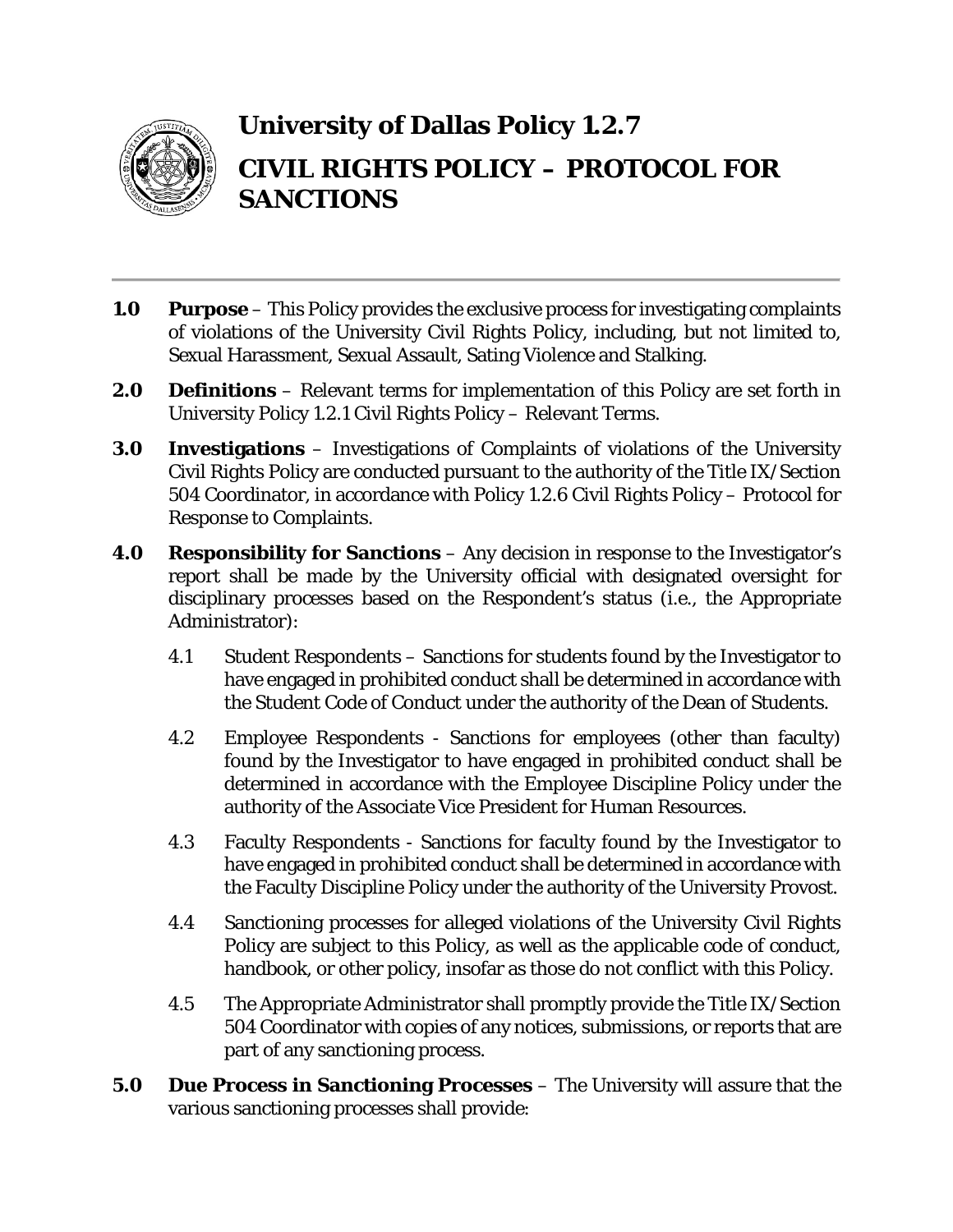# University of Dallas Policy 1.2.7

# CIVIL RIGHTS POLICY – PROTOCOL FOR SANCTIONS

---

**1.0 Purpose** – This Policy provides the exclusive process for investigating complaints of violations of the University Civil Rights Policy, including, but not limited to, Sexual Harassment, Sexual Assault, Sating Violence and Stalking.

**2.0 Definitions** – Relevant terms for implementation of this Policy are set forth in University Policy 1.2.1 Civil Rights Policy – Relevant Terms.

**3.0 Investigations** – Investigations of Complaints of violations of the University Civil Rights Policy are conducted pursuant to the authority of the Title IX/Section 504 Coordinator, in accordance with Policy 1.2.6 Civil Rights Policy – Protocol for Response to Complaints.

**4.0 Responsibility for Sanctions** – Any decision in response to the Investigator's report shall be made by the University official with designated oversight for disciplinary processes based on the Respondent's status (i.e., the Appropriate Administrator):

4.1 Student Respondents – Sanctions for students found by the Investigator to have engaged in prohibited conduct shall be determined in accordance with the Student Code of Conduct under the authority of the Dean of Students.

4.2 Employee Respondents - Sanctions for employees (other than faculty) found by the Investigator to have engaged in prohibited conduct shall be determined in accordance with the Employee Discipline Policy under the authority of the Associate Vice President for Human Resources.

4.3 Faculty Respondents - Sanctions for faculty found by the Investigator to have engaged in prohibited conduct shall be determined in accordance with the Faculty Discipline Policy under the authority of the University Provost.

4.4 Sanctioning processes for alleged violations of the University Civil Rights Policy are subject to this Policy, as well as the applicable code of conduct, handbook, or other policy, insofar as those do not conflict with this Policy.

4.5 The Appropriate Administrator shall promptly provide the Title IX/Section 504 Coordinator with copies of any notices, submissions, or reports that are part of any sanctioning process.

**5.0 Due Process in Sanctioning Processes** – The University will assure that the various sanctioning processes shall provide: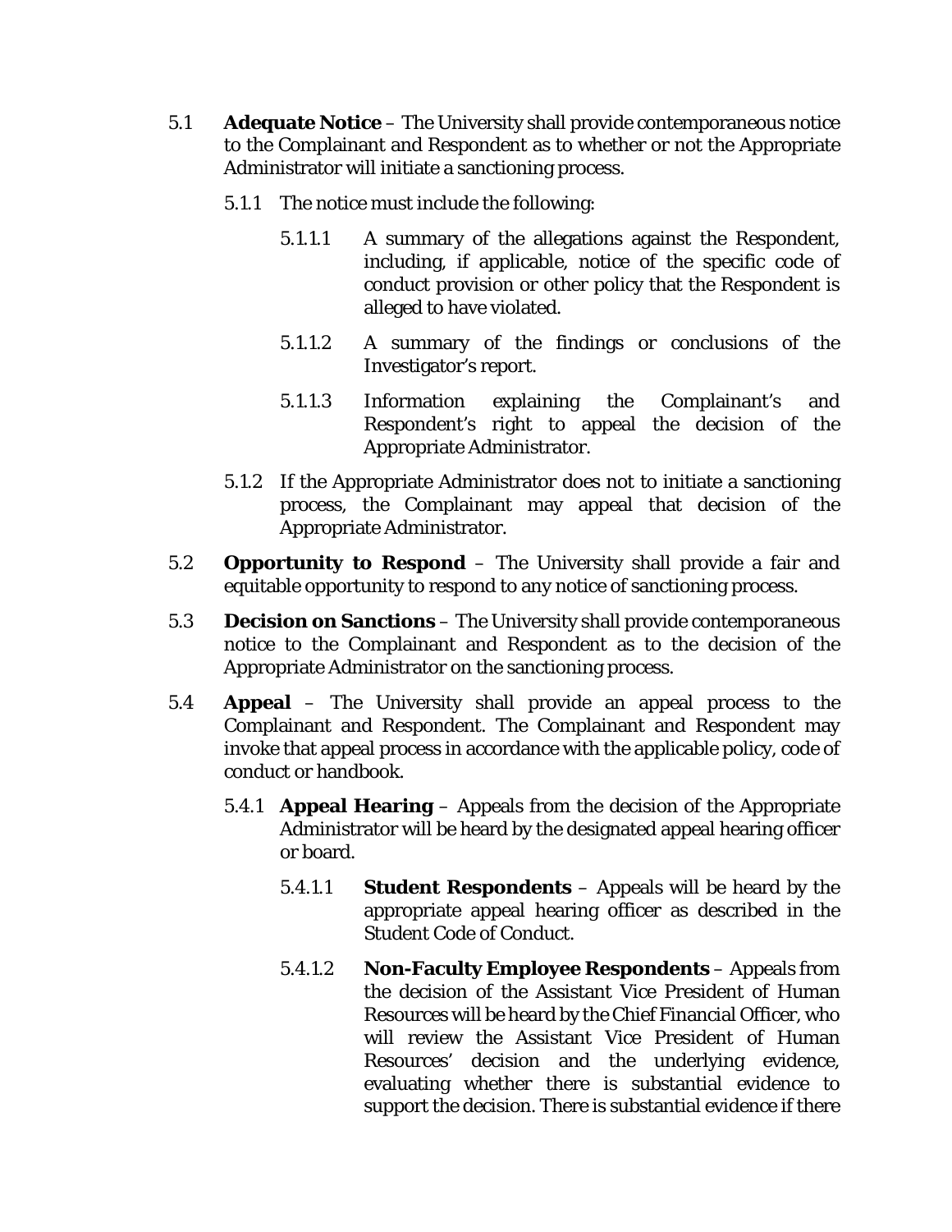5.1 **Adequate Notice** – The University shall provide contemporaneous notice to the Complainant and Respondent as to whether or not the Appropriate Administrator will initiate a sanctioning process.

5.1.1 The notice must include the following:

5.1.1.1 A summary of the allegations against the Respondent, including, if applicable, notice of the specific code of conduct provision or other policy that the Respondent is alleged to have violated.

5.1.1.2 A summary of the findings or conclusions of the Investigator's report.

5.1.1.3 Information explaining the Complainant's and Respondent's right to appeal the decision of the Appropriate Administrator.

5.1.2 If the Appropriate Administrator does not to initiate a sanctioning process, the Complainant may appeal that decision of the Appropriate Administrator.

5.2 **Opportunity to Respond** – The University shall provide a fair and equitable opportunity to respond to any notice of sanctioning process.

5.3 **Decision on Sanctions** – The University shall provide contemporaneous notice to the Complainant and Respondent as to the decision of the Appropriate Administrator on the sanctioning process.

5.4 **Appeal** – The University shall provide an appeal process to the Complainant and Respondent. The Complainant and Respondent may invoke that appeal process in accordance with the applicable policy, code of conduct or handbook.

5.4.1 **Appeal Hearing** – Appeals from the decision of the Appropriate Administrator will be heard by the designated appeal hearing officer or board.

5.4.1.1 **Student Respondents** – Appeals will be heard by the appropriate appeal hearing officer as described in the Student Code of Conduct.

5.4.1.2 **Non-Faculty Employee Respondents** – Appeals from the decision of the Assistant Vice President of Human Resources will be heard by the Chief Financial Officer, who will review the Assistant Vice President of Human Resources' decision and the underlying evidence, evaluating whether there is substantial evidence to support the decision. There is substantial evidence if there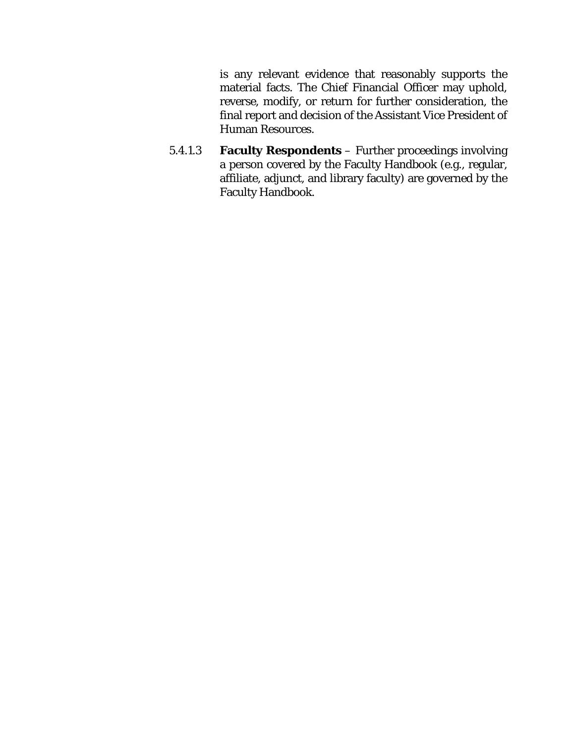is any relevant evidence that reasonably supports the material facts. The Chief Financial Officer may uphold, reverse, modify, or return for further consideration, the final report and decision of the Assistant Vice President of Human Resources.

5.4.1.3 **Faculty Respondents** – Further proceedings involving a person covered by the Faculty Handbook (e.g., regular, affiliate, adjunct, and library faculty) are governed by the Faculty Handbook.